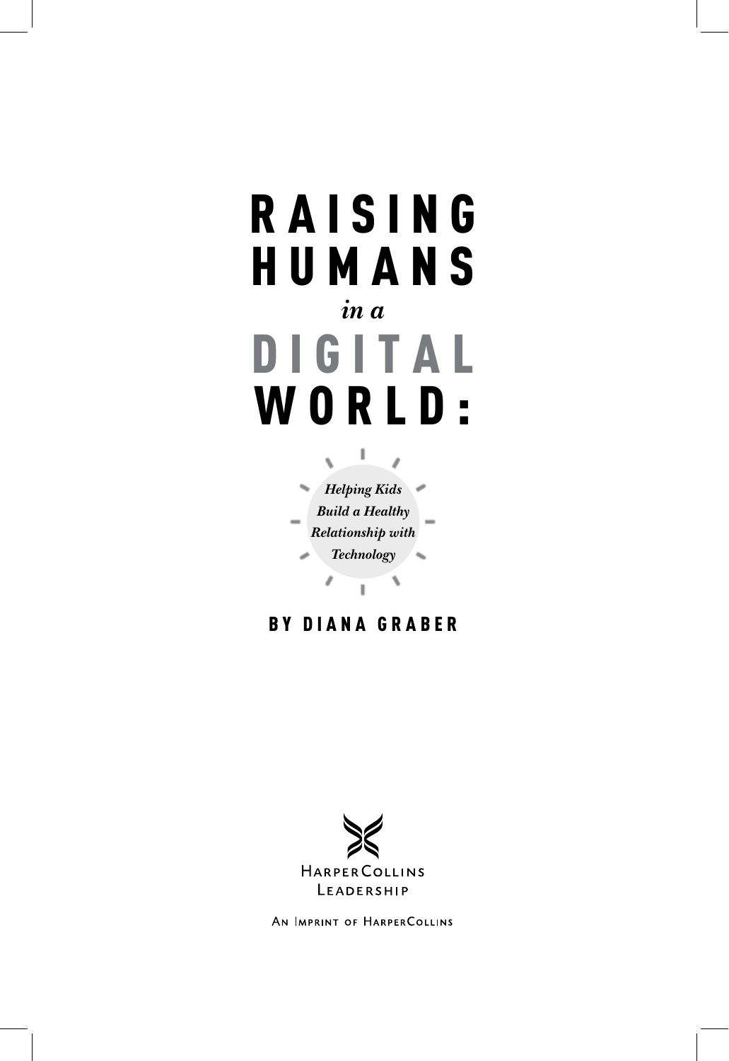# RAISING HUMANS *in a* DIGITAL WORLD:

*Helping Kids Build a Healthy Relationship with Technology*

**BY DIANA GRABER**

HarperCollins Leadership

An Imprint of HarperCollins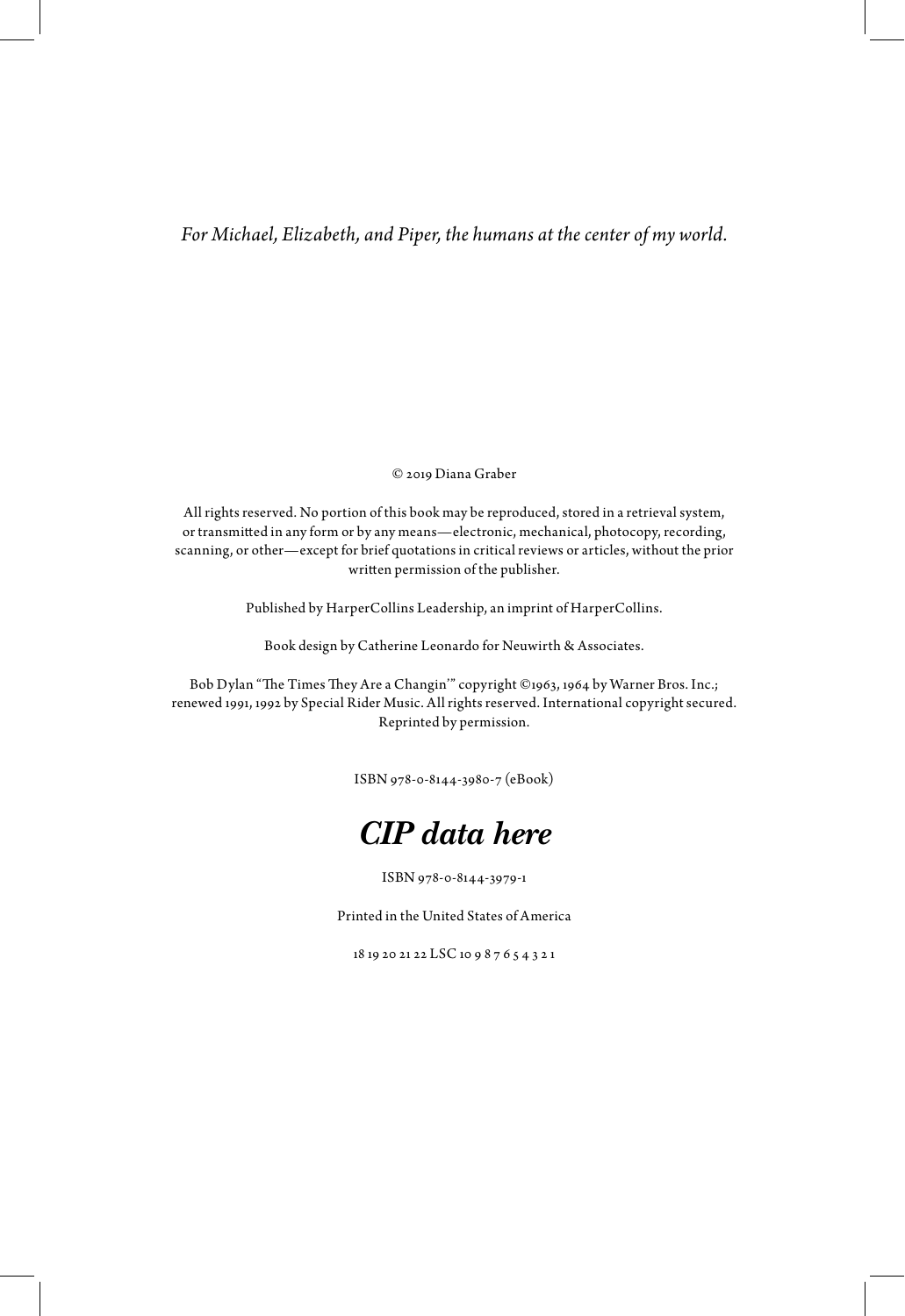*For Michael, Elizabeth, and Piper, the humans at the center of my world.*

© 2019 Diana Graber

All rights reserved. No portion of this book may be reproduced, stored in a retrieval system, or transmitted in any form or by any means—electronic, mechanical, photocopy, recording, scanning, or other—except for brief quotations in critical reviews or articles, without the prior written permission of the publisher.

Published by HarperCollins Leadership, an imprint of HarperCollins.

Book design by Catherine Leonardo for Neuwirth & Associates.

Bob Dylan "The Times They Are a Changin'" copyright ©1963, 1964 by Warner Bros. Inc.; renewed 1991, 1992 by Special Rider Music. All rights reserved. International copyright secured. Reprinted by permission.

ISBN 978-0-8144-3980-7 (eBook)

***CIP data here***

ISBN 978-0-8144-3979-1

Printed in the United States of America

18 19 20 21 22 LSC 10 9 8 7 6 5 4 3 2 1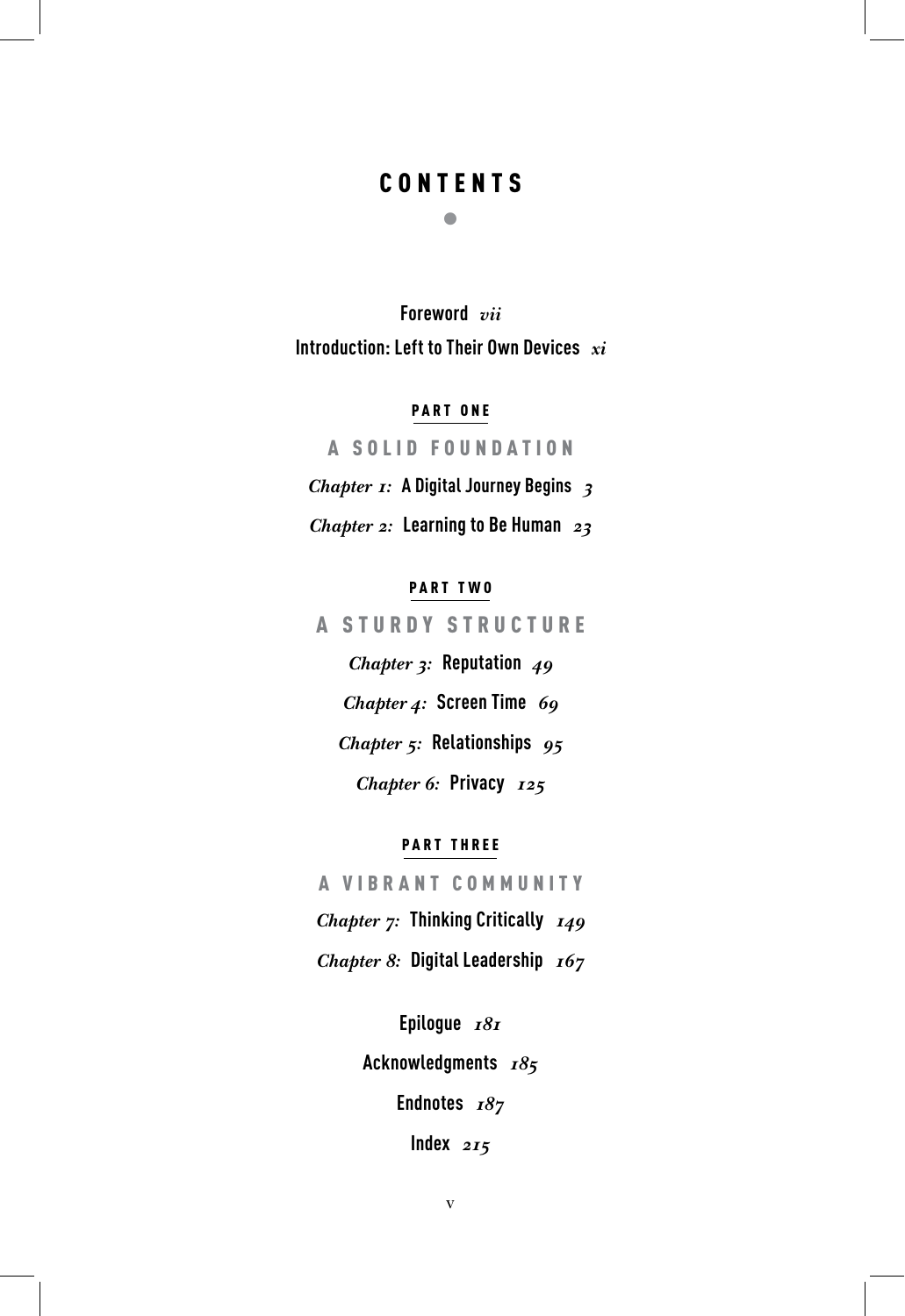# CONTENTS

Foreword *vii*

Introduction: Left to Their Own Devices *xi*

## PART ONE

## A SOLID FOUNDATION

*Chapter 1:* A Digital Journey Begins *3*

*Chapter 2:* Learning to Be Human *23*

## PART TWO

## A STURDY STRUCTURE

*Chapter 3:* Reputation *49*

*Chapter 4:* Screen Time *69*

*Chapter 5:* Relationships *95*

*Chapter 6:* Privacy *125*

## PART THREE

## A VIBRANT COMMUNITY

*Chapter 7:* Thinking Critically *149*

*Chapter 8:* Digital Leadership *167*

Epilogue *181*

Acknowledgments *185*

Endnotes *187*

Index *215*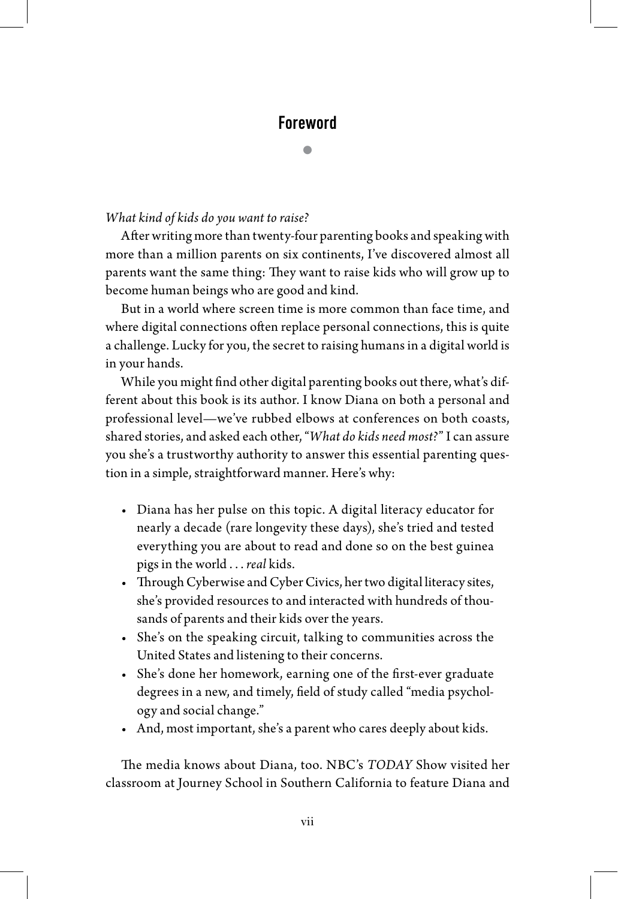# Foreword

*What kind of kids do you want to raise?*

After writing more than twenty-four parenting books and speaking with more than a million parents on six continents, I've discovered almost all parents want the same thing: They want to raise kids who will grow up to become human beings who are good and kind.

But in a world where screen time is more common than face time, and where digital connections often replace personal connections, this is quite a challenge. Lucky for you, the secret to raising humans in a digital world is in your hands.

While you might find other digital parenting books out there, what's different about this book is its author. I know Diana on both a personal and professional level—we've rubbed elbows at conferences on both coasts, shared stories, and asked each other, "*What do kids need most?*" I can assure you she's a trustworthy authority to answer this essential parenting question in a simple, straightforward manner. Here's why:

- Diana has her pulse on this topic. A digital literacy educator for nearly a decade (rare longevity these days), she's tried and tested everything you are about to read and done so on the best guinea pigs in the world . . . *real* kids.
- Through Cyberwise and Cyber Civics, her two digital literacy sites, she's provided resources to and interacted with hundreds of thousands of parents and their kids over the years.
- She's on the speaking circuit, talking to communities across the United States and listening to their concerns.
- She's done her homework, earning one of the first-ever graduate degrees in a new, and timely, field of study called "media psychology and social change."
- And, most important, she's a parent who cares deeply about kids.

The media knows about Diana, too. NBC's *TODAY* Show visited her classroom at Journey School in Southern California to feature Diana and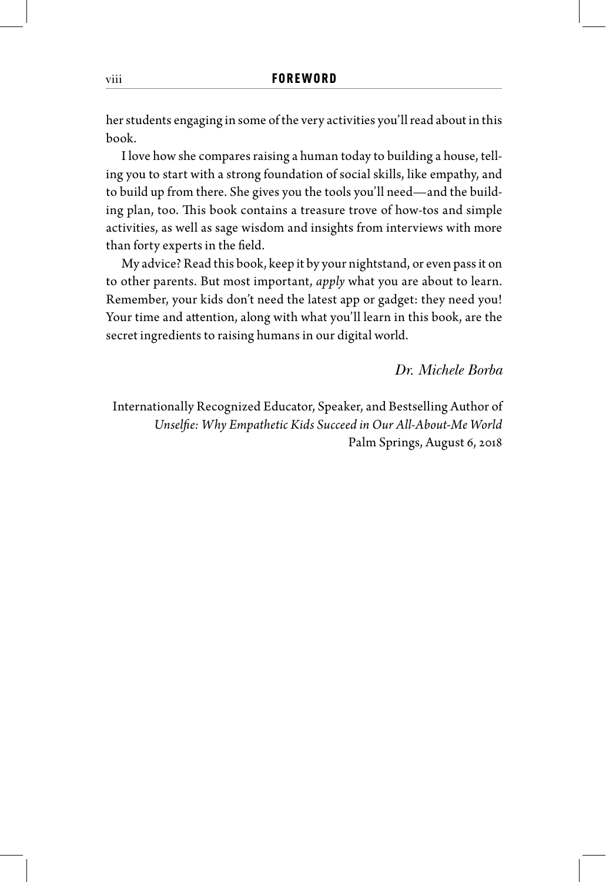her students engaging in some of the very activities you'll read about in this book.

I love how she compares raising a human today to building a house, telling you to start with a strong foundation of social skills, like empathy, and to build up from there. She gives you the tools you'll need—and the building plan, too. This book contains a treasure trove of how-tos and simple activities, as well as sage wisdom and insights from interviews with more than forty experts in the field.

My advice? Read this book, keep it by your nightstand, or even pass it on to other parents. But most important, *apply* what you are about to learn. Remember, your kids don't need the latest app or gadget: they need you! Your time and attention, along with what you'll learn in this book, are the secret ingredients to raising humans in our digital world.

*Dr. Michele Borba*

Internationally Recognized Educator, Speaker, and Bestselling Author of *Unselfie: Why Empathetic Kids Succeed in Our All-About-Me World*
Palm Springs, August 6, 2018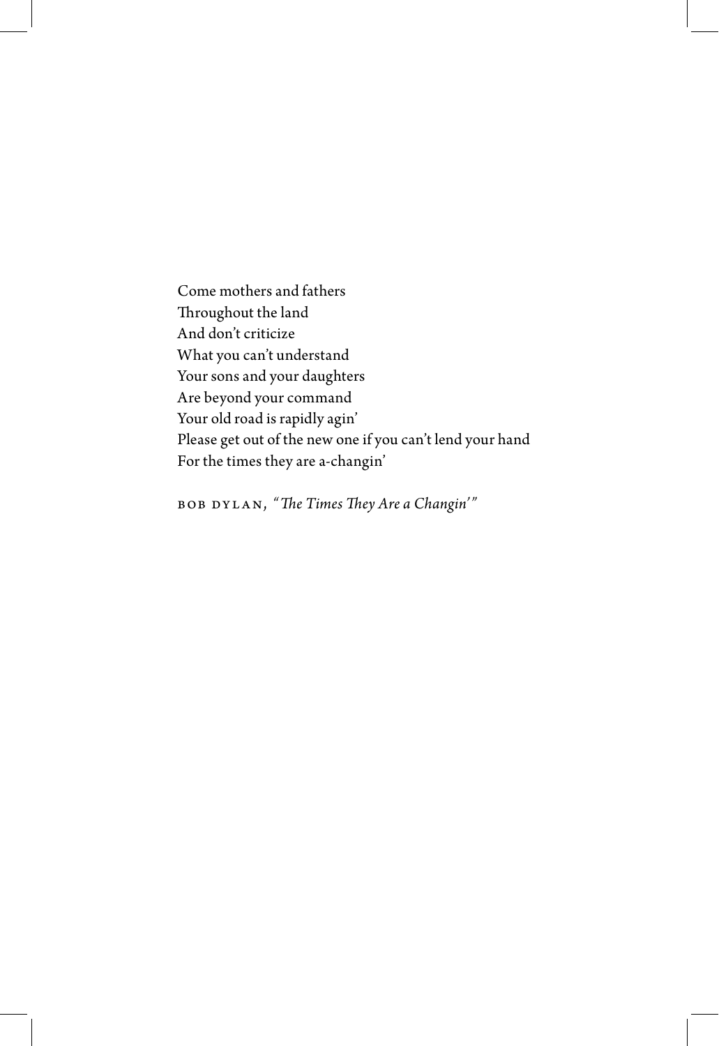Come mothers and fathers  
Throughout the land  
And don't criticize  
What you can't understand  
Your sons and your daughters  
Are beyond your command  
Your old road is rapidly agin'  
Please get out of the new one if you can't lend your hand  
For the times they are a-changin'

BOB DYLAN, *"The Times They Are a Changin'"*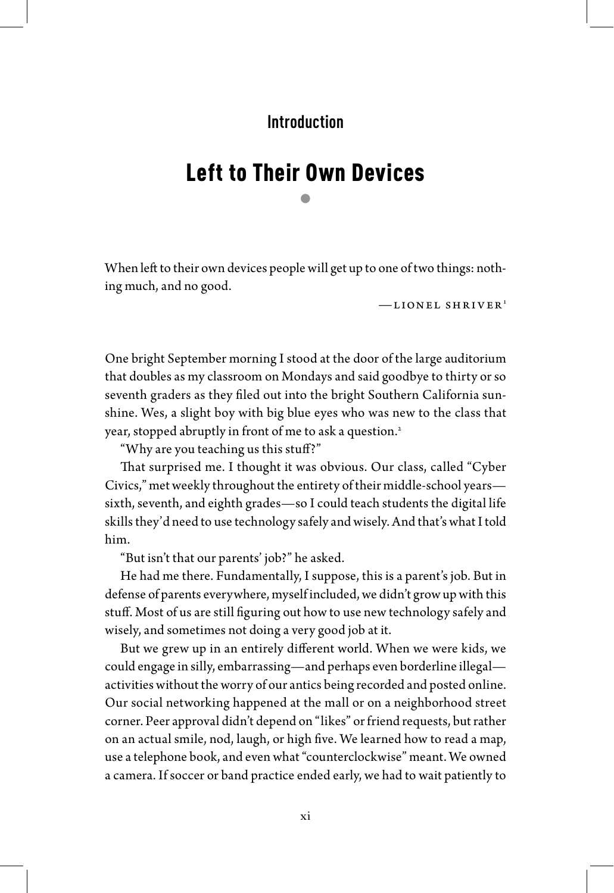## Introduction

# Left to Their Own Devices

When left to their own devices people will get up to one of two things: nothing much, and no good.

—LIONEL SHRIVER[1]

One bright September morning I stood at the door of the large auditorium that doubles as my classroom on Mondays and said goodbye to thirty or so seventh graders as they filed out into the bright Southern California sunshine. Wes, a slight boy with big blue eyes who was new to the class that year, stopped abruptly in front of me to ask a question.[2]

"Why are you teaching us this stuff?"

That surprised me. I thought it was obvious. Our class, called "Cyber Civics," met weekly throughout the entirety of their middle-school years—sixth, seventh, and eighth grades—so I could teach students the digital life skills they'd need to use technology safely and wisely. And that's what I told him.

"But isn't that our parents' job?" he asked.

He had me there. Fundamentally, I suppose, this is a parent's job. But in defense of parents everywhere, myself included, we didn't grow up with this stuff. Most of us are still figuring out how to use new technology safely and wisely, and sometimes not doing a very good job at it.

But we grew up in an entirely different world. When we were kids, we could engage in silly, embarrassing—and perhaps even borderline illegal—activities without the worry of our antics being recorded and posted online. Our social networking happened at the mall or on a neighborhood street corner. Peer approval didn't depend on "likes" or friend requests, but rather on an actual smile, nod, laugh, or high five. We learned how to read a map, use a telephone book, and even what "counterclockwise" meant. We owned a camera. If soccer or band practice ended early, we had to wait patiently to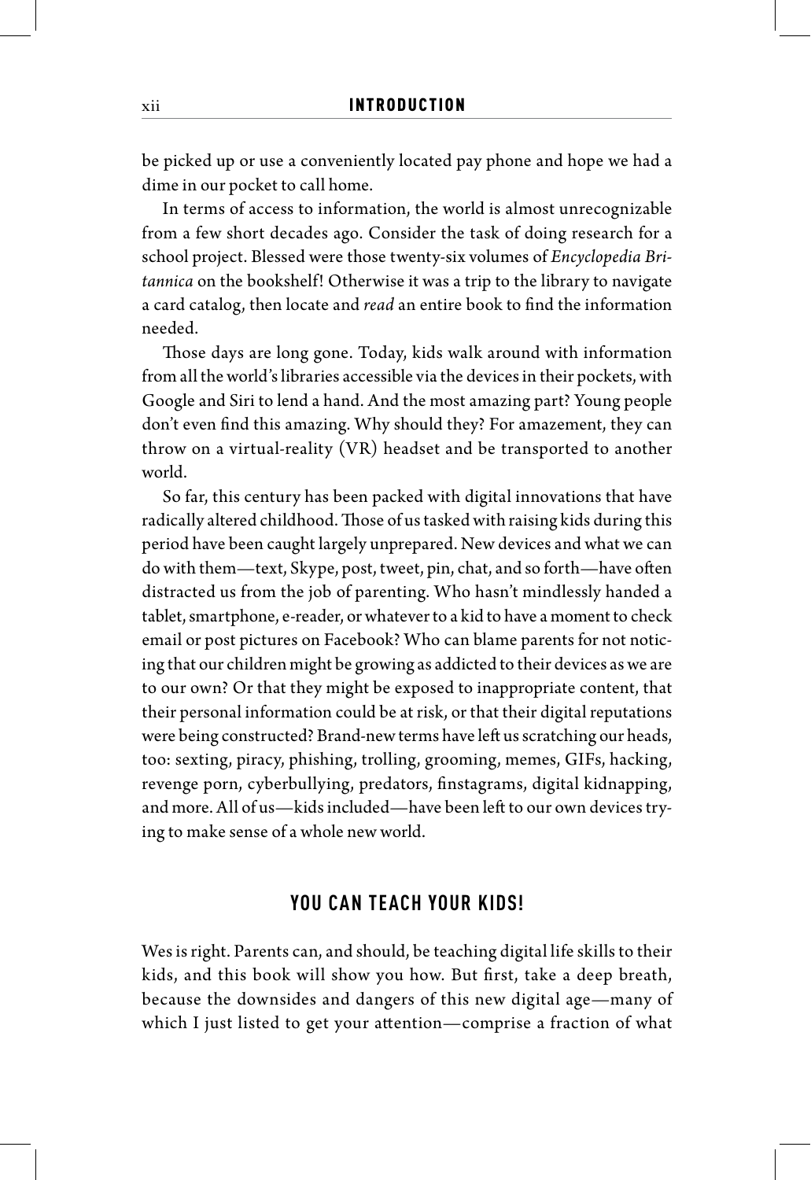be picked up or use a conveniently located pay phone and hope we had a dime in our pocket to call home.

In terms of access to information, the world is almost unrecognizable from a few short decades ago. Consider the task of doing research for a school project. Blessed were those twenty-six volumes of *Encyclopedia Britannica* on the bookshelf! Otherwise it was a trip to the library to navigate a card catalog, then locate and *read* an entire book to find the information needed.

Those days are long gone. Today, kids walk around with information from all the world's libraries accessible via the devices in their pockets, with Google and Siri to lend a hand. And the most amazing part? Young people don't even find this amazing. Why should they? For amazement, they can throw on a virtual-reality (VR) headset and be transported to another world.

So far, this century has been packed with digital innovations that have radically altered childhood. Those of us tasked with raising kids during this period have been caught largely unprepared. New devices and what we can do with them—text, Skype, post, tweet, pin, chat, and so forth—have often distracted us from the job of parenting. Who hasn't mindlessly handed a tablet, smartphone, e-reader, or whatever to a kid to have a moment to check email or post pictures on Facebook? Who can blame parents for not noticing that our children might be growing as addicted to their devices as we are to our own? Or that they might be exposed to inappropriate content, that their personal information could be at risk, or that their digital reputations were being constructed? Brand-new terms have left us scratching our heads, too: sexting, piracy, phishing, trolling, grooming, memes, GIFs, hacking, revenge porn, cyberbullying, predators, finstagrams, digital kidnapping, and more. All of us—kids included—have been left to our own devices trying to make sense of a whole new world.

## YOU CAN TEACH YOUR KIDS!

Wes is right. Parents can, and should, be teaching digital life skills to their kids, and this book will show you how. But first, take a deep breath, because the downsides and dangers of this new digital age—many of which I just listed to get your attention—comprise a fraction of what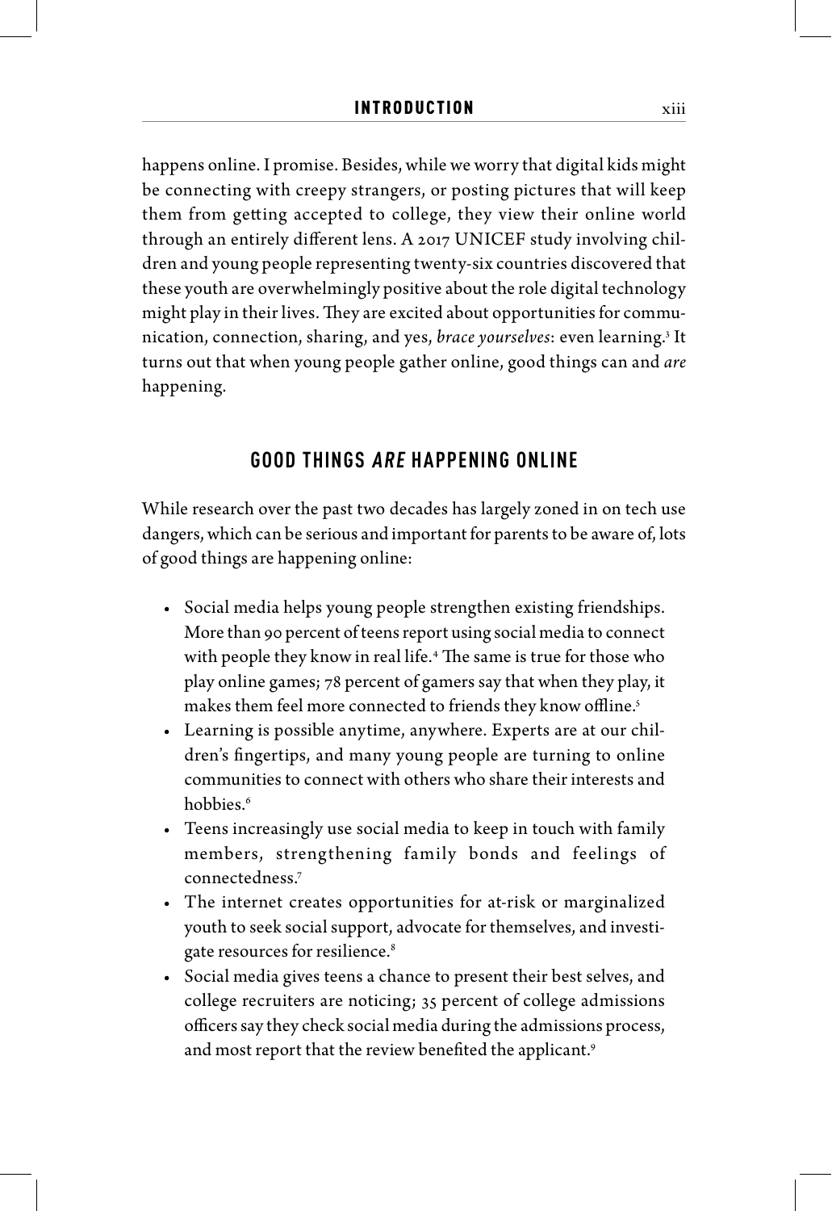happens online. I promise. Besides, while we worry that digital kids might be connecting with creepy strangers, or posting pictures that will keep them from getting accepted to college, they view their online world through an entirely different lens. A 2017 UNICEF study involving children and young people representing twenty-six countries discovered that these youth are overwhelmingly positive about the role digital technology might play in their lives. They are excited about opportunities for communication, connection, sharing, and yes, *brace yourselves*: even learning.[3] It turns out that when young people gather online, good things can and *are* happening.

## GOOD THINGS *ARE* HAPPENING ONLINE

While research over the past two decades has largely zoned in on tech use dangers, which can be serious and important for parents to be aware of, lots of good things are happening online:

- Social media helps young people strengthen existing friendships. More than 90 percent of teens report using social media to connect with people they know in real life.[4] The same is true for those who play online games; 78 percent of gamers say that when they play, it makes them feel more connected to friends they know offline.[5]
- Learning is possible anytime, anywhere. Experts are at our children's fingertips, and many young people are turning to online communities to connect with others who share their interests and hobbies.[6]
- Teens increasingly use social media to keep in touch with family members, strengthening family bonds and feelings of connectedness.[7]
- The internet creates opportunities for at-risk or marginalized youth to seek social support, advocate for themselves, and investigate resources for resilience.[8]
- Social media gives teens a chance to present their best selves, and college recruiters are noticing; 35 percent of college admissions officers say they check social media during the admissions process, and most report that the review benefited the applicant.[9]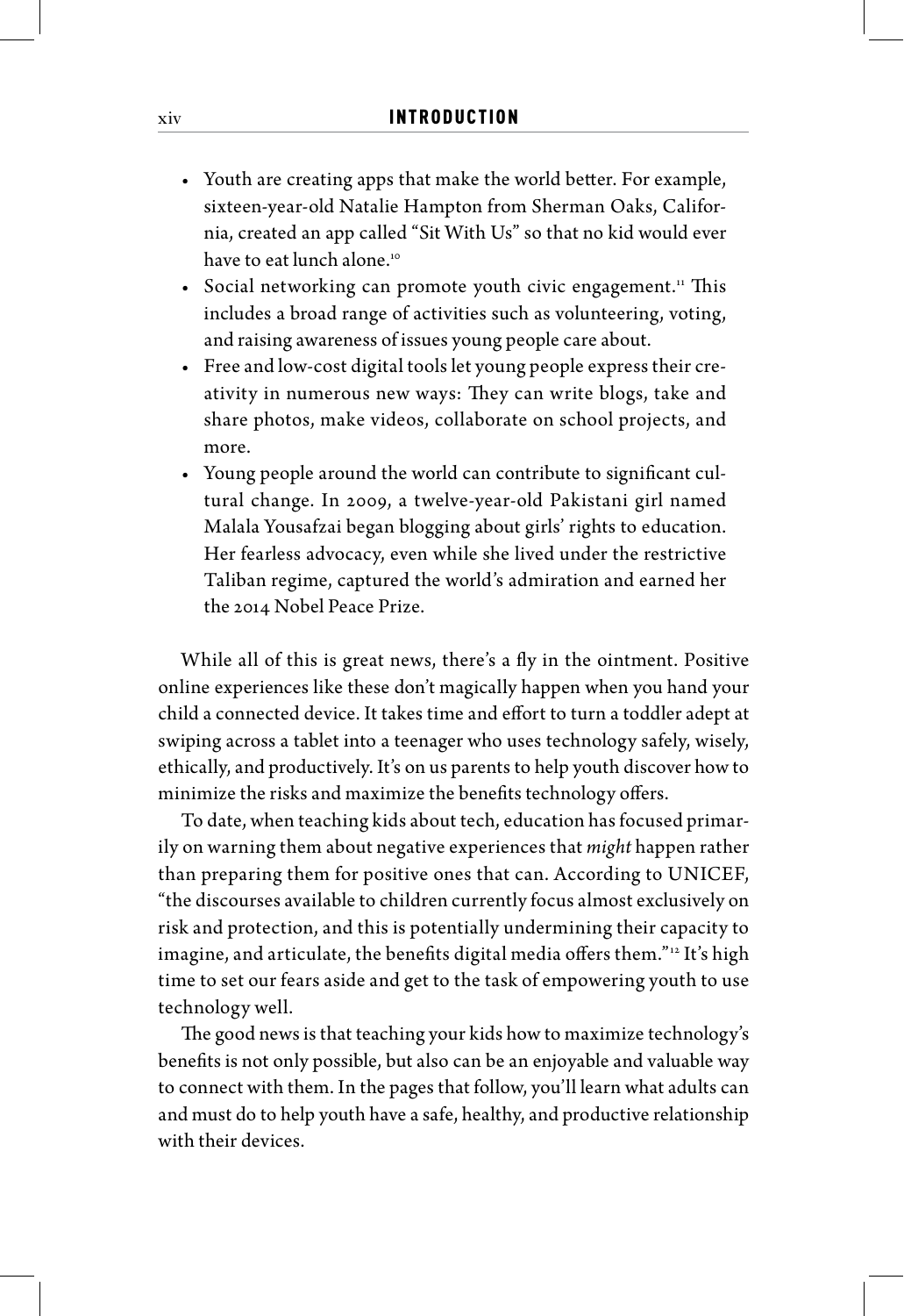- Youth are creating apps that make the world better. For example, sixteen-year-old Natalie Hampton from Sherman Oaks, California, created an app called "Sit With Us" so that no kid would ever have to eat lunch alone.[10]
- Social networking can promote youth civic engagement.[11] This includes a broad range of activities such as volunteering, voting, and raising awareness of issues young people care about.
- Free and low-cost digital tools let young people express their creativity in numerous new ways: They can write blogs, take and share photos, make videos, collaborate on school projects, and more.
- Young people around the world can contribute to significant cultural change. In 2009, a twelve-year-old Pakistani girl named Malala Yousafzai began blogging about girls' rights to education. Her fearless advocacy, even while she lived under the restrictive Taliban regime, captured the world's admiration and earned her the 2014 Nobel Peace Prize.

While all of this is great news, there's a fly in the ointment. Positive online experiences like these don't magically happen when you hand your child a connected device. It takes time and effort to turn a toddler adept at swiping across a tablet into a teenager who uses technology safely, wisely, ethically, and productively. It's on us parents to help youth discover how to minimize the risks and maximize the benefits technology offers.

To date, when teaching kids about tech, education has focused primarily on warning them about negative experiences that *might* happen rather than preparing them for positive ones that can. According to UNICEF, "the discourses available to children currently focus almost exclusively on risk and protection, and this is potentially undermining their capacity to imagine, and articulate, the benefits digital media offers them."[12] It's high time to set our fears aside and get to the task of empowering youth to use technology well.

The good news is that teaching your kids how to maximize technology's benefits is not only possible, but also can be an enjoyable and valuable way to connect with them. In the pages that follow, you'll learn what adults can and must do to help youth have a safe, healthy, and productive relationship with their devices.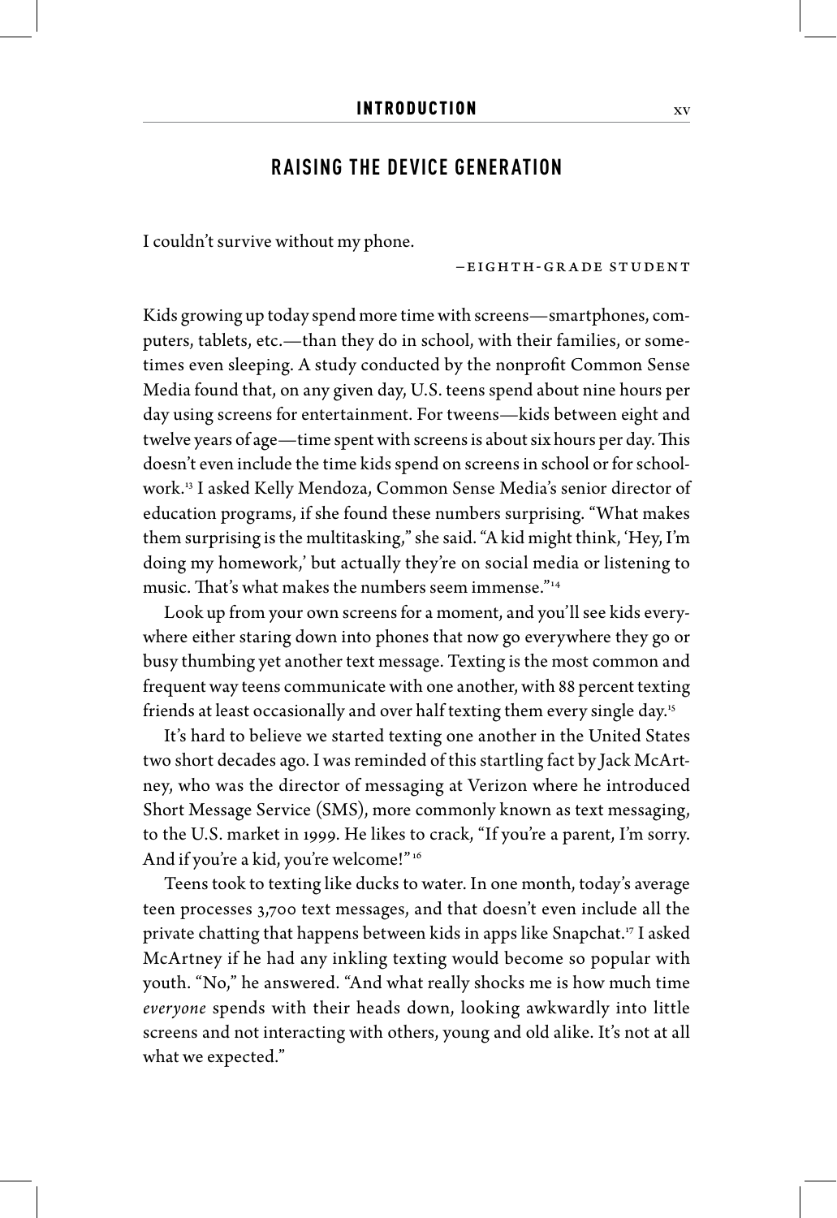## RAISING THE DEVICE GENERATION

I couldn't survive without my phone.

—EIGHTH-GRADE STUDENT

Kids growing up today spend more time with screens—smartphones, computers, tablets, etc.—than they do in school, with their families, or sometimes even sleeping. A study conducted by the nonprofit Common Sense Media found that, on any given day, U.S. teens spend about nine hours per day using screens for entertainment. For tweens—kids between eight and twelve years of age—time spent with screens is about six hours per day. This doesn't even include the time kids spend on screens in school or for schoolwork.[13] I asked Kelly Mendoza, Common Sense Media's senior director of education programs, if she found these numbers surprising. "What makes them surprising is the multitasking," she said. "A kid might think, 'Hey, I'm doing my homework,' but actually they're on social media or listening to music. That's what makes the numbers seem immense."[14]

Look up from your own screens for a moment, and you'll see kids everywhere either staring down into phones that now go everywhere they go or busy thumbing yet another text message. Texting is the most common and frequent way teens communicate with one another, with 88 percent texting friends at least occasionally and over half texting them every single day.[15]

It's hard to believe we started texting one another in the United States two short decades ago. I was reminded of this startling fact by Jack McArtney, who was the director of messaging at Verizon where he introduced Short Message Service (SMS), more commonly known as text messaging, to the U.S. market in 1999. He likes to crack, "If you're a parent, I'm sorry. And if you're a kid, you're welcome!"[16]

Teens took to texting like ducks to water. In one month, today's average teen processes 3,700 text messages, and that doesn't even include all the private chatting that happens between kids in apps like Snapchat.[17] I asked McArtney if he had any inkling texting would become so popular with youth. "No," he answered. "And what really shocks me is how much time *everyone* spends with their heads down, looking awkwardly into little screens and not interacting with others, young and old alike. It's not at all what we expected."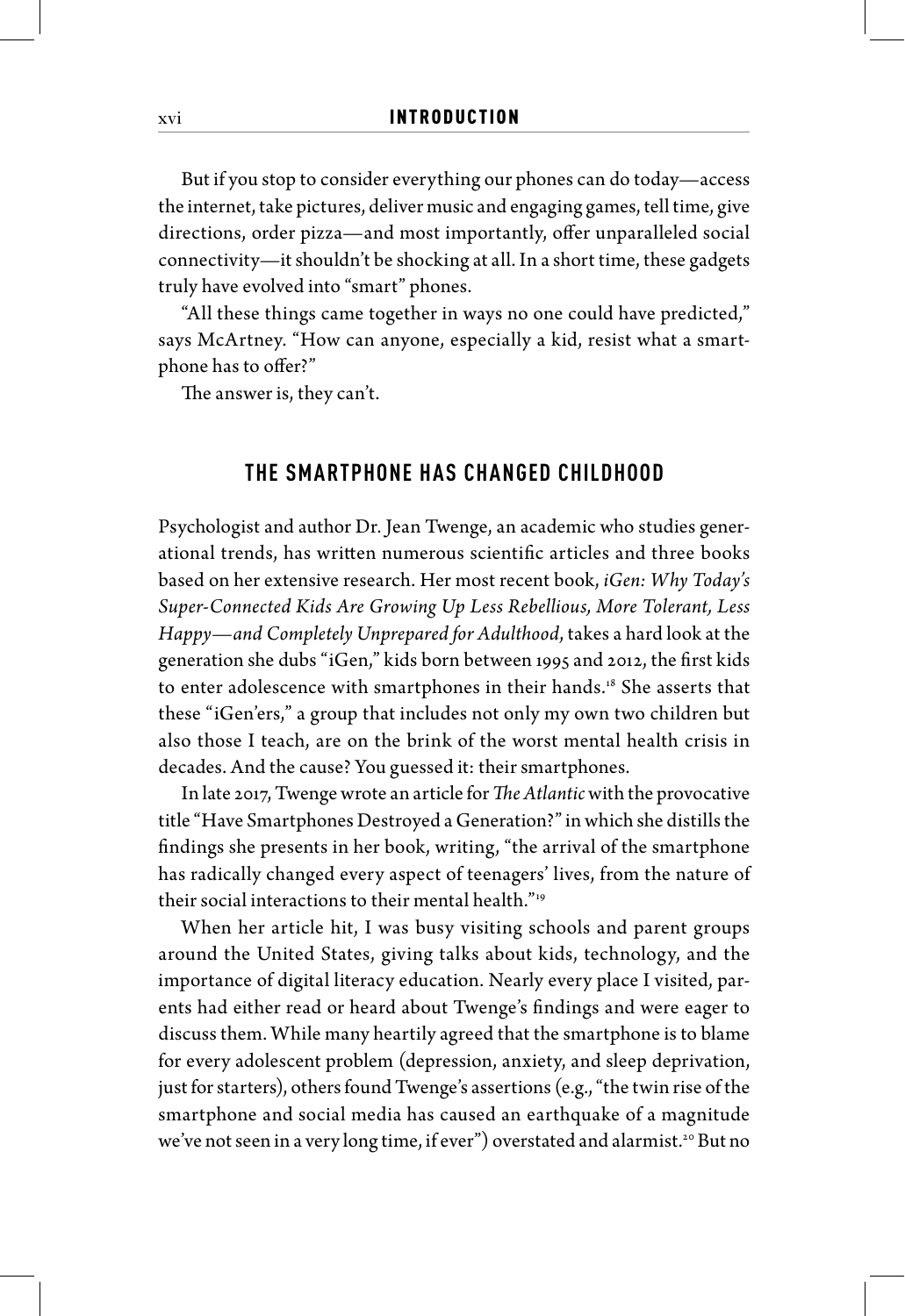But if you stop to consider everything our phones can do today—access the internet, take pictures, deliver music and engaging games, tell time, give directions, order pizza—and most importantly, offer unparalleled social connectivity—it shouldn't be shocking at all. In a short time, these gadgets truly have evolved into "smart" phones.

"All these things came together in ways no one could have predicted," says McArtney. "How can anyone, especially a kid, resist what a smartphone has to offer?"

The answer is, they can't.

## THE SMARTPHONE HAS CHANGED CHILDHOOD

Psychologist and author Dr. Jean Twenge, an academic who studies generational trends, has written numerous scientific articles and three books based on her extensive research. Her most recent book, *iGen: Why Today's Super-Connected Kids Are Growing Up Less Rebellious, More Tolerant, Less Happy—and Completely Unprepared for Adulthood*, takes a hard look at the generation she dubs "iGen," kids born between 1995 and 2012, the first kids to enter adolescence with smartphones in their hands.[18] She asserts that these "iGen'ers," a group that includes not only my own two children but also those I teach, are on the brink of the worst mental health crisis in decades. And the cause? You guessed it: their smartphones.

In late 2017, Twenge wrote an article for *The Atlantic* with the provocative title "Have Smartphones Destroyed a Generation?" in which she distills the findings she presents in her book, writing, "the arrival of the smartphone has radically changed every aspect of teenagers' lives, from the nature of their social interactions to their mental health."[19]

When her article hit, I was busy visiting schools and parent groups around the United States, giving talks about kids, technology, and the importance of digital literacy education. Nearly every place I visited, parents had either read or heard about Twenge's findings and were eager to discuss them. While many heartily agreed that the smartphone is to blame for every adolescent problem (depression, anxiety, and sleep deprivation, just for starters), others found Twenge's assertions (e.g., "the twin rise of the smartphone and social media has caused an earthquake of a magnitude we've not seen in a very long time, if ever") overstated and alarmist.[20] But no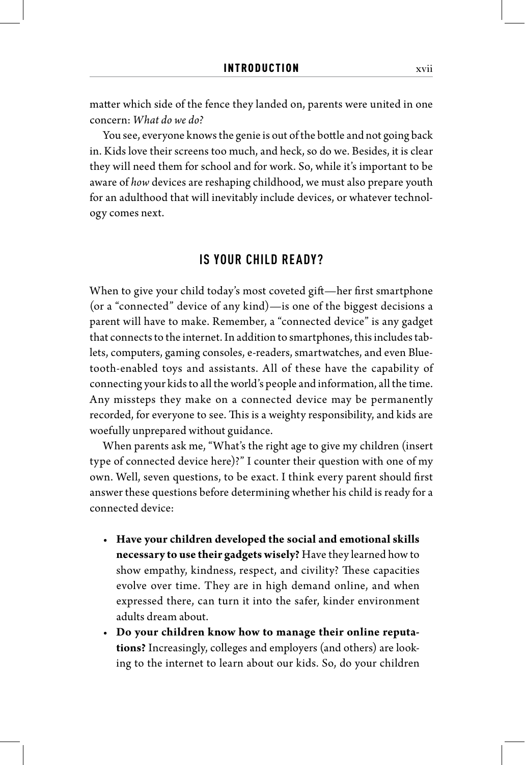matter which side of the fence they landed on, parents were united in one concern: *What do we do?*

You see, everyone knows the genie is out of the bottle and not going back in. Kids love their screens too much, and heck, so do we. Besides, it is clear they will need them for school and for work. So, while it's important to be aware of *how* devices are reshaping childhood, we must also prepare youth for an adulthood that will inevitably include devices, or whatever technology comes next.

## IS YOUR CHILD READY?

When to give your child today's most coveted gift—her first smartphone (or a "connected" device of any kind)—is one of the biggest decisions a parent will have to make. Remember, a "connected device" is any gadget that connects to the internet. In addition to smartphones, this includes tablets, computers, gaming consoles, e-readers, smartwatches, and even Bluetooth-enabled toys and assistants. All of these have the capability of connecting your kids to all the world's people and information, all the time. Any missteps they make on a connected device may be permanently recorded, for everyone to see. This is a weighty responsibility, and kids are woefully unprepared without guidance.

When parents ask me, "What's the right age to give my children (insert type of connected device here)?" I counter their question with one of my own. Well, seven questions, to be exact. I think every parent should first answer these questions before determining whether his child is ready for a connected device:

- **Have your children developed the social and emotional skills necessary to use their gadgets wisely?** Have they learned how to show empathy, kindness, respect, and civility? These capacities evolve over time. They are in high demand online, and when expressed there, can turn it into the safer, kinder environment adults dream about.
- **Do your children know how to manage their online reputations?** Increasingly, colleges and employers (and others) are looking to the internet to learn about our kids. So, do your children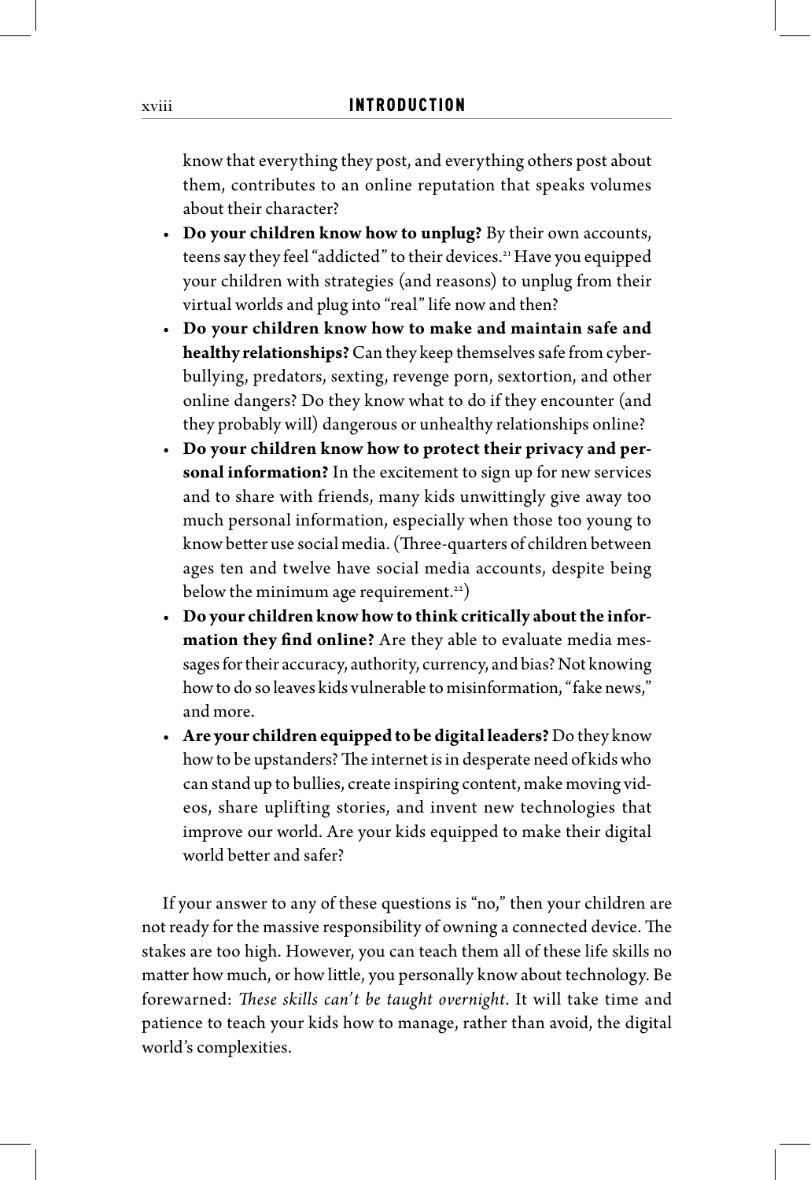know that everything they post, and everything others post about them, contributes to an online reputation that speaks volumes about their character?

- **Do your children know how to unplug?** By their own accounts, teens say they feel "addicted" to their devices.[21] Have you equipped your children with strategies (and reasons) to unplug from their virtual worlds and plug into "real" life now and then?
- **Do your children know how to make and maintain safe and healthy relationships?** Can they keep themselves safe from cyberbullying, predators, sexting, revenge porn, sextortion, and other online dangers? Do they know what to do if they encounter (and they probably will) dangerous or unhealthy relationships online?
- **Do your children know how to protect their privacy and personal information?** In the excitement to sign up for new services and to share with friends, many kids unwittingly give away too much personal information, especially when those too young to know better use social media. (Three-quarters of children between ages ten and twelve have social media accounts, despite being below the minimum age requirement.[22])
- **Do your children know how to think critically about the information they find online?** Are they able to evaluate media messages for their accuracy, authority, currency, and bias? Not knowing how to do so leaves kids vulnerable to misinformation, "fake news," and more.
- **Are your children equipped to be digital leaders?** Do they know how to be upstanders? The internet is in desperate need of kids who can stand up to bullies, create inspiring content, make moving videos, share uplifting stories, and invent new technologies that improve our world. Are your kids equipped to make their digital world better and safer?

If your answer to any of these questions is "no," then your children are not ready for the massive responsibility of owning a connected device. The stakes are too high. However, you can teach them all of these life skills no matter how much, or how little, you personally know about technology. Be forewarned: *These skills can't be taught overnight.* It will take time and patience to teach your kids how to manage, rather than avoid, the digital world's complexities.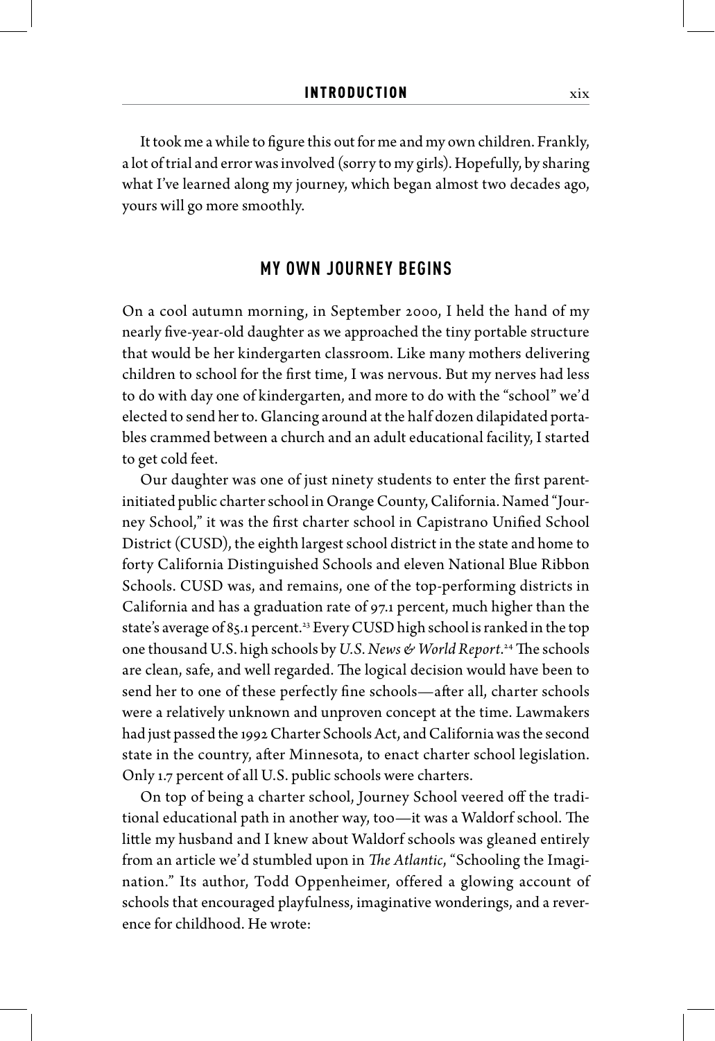It took me a while to figure this out for me and my own children. Frankly, a lot of trial and error was involved (sorry to my girls). Hopefully, by sharing what I've learned along my journey, which began almost two decades ago, yours will go more smoothly.

## MY OWN JOURNEY BEGINS

On a cool autumn morning, in September 2000, I held the hand of my nearly five-year-old daughter as we approached the tiny portable structure that would be her kindergarten classroom. Like many mothers delivering children to school for the first time, I was nervous. But my nerves had less to do with day one of kindergarten, and more to do with the "school" we'd elected to send her to. Glancing around at the half dozen dilapidated portables crammed between a church and an adult educational facility, I started to get cold feet.

Our daughter was one of just ninety students to enter the first parent-initiated public charter school in Orange County, California. Named "Journey School," it was the first charter school in Capistrano Unified School District (CUSD), the eighth largest school district in the state and home to forty California Distinguished Schools and eleven National Blue Ribbon Schools. CUSD was, and remains, one of the top-performing districts in California and has a graduation rate of 97.1 percent, much higher than the state's average of 85.1 percent.[23] Every CUSD high school is ranked in the top one thousand U.S. high schools by *U.S. News & World Report*.[24] The schools are clean, safe, and well regarded. The logical decision would have been to send her to one of these perfectly fine schools—after all, charter schools were a relatively unknown and unproven concept at the time. Lawmakers had just passed the 1992 Charter Schools Act, and California was the second state in the country, after Minnesota, to enact charter school legislation. Only 1.7 percent of all U.S. public schools were charters.

On top of being a charter school, Journey School veered off the traditional educational path in another way, too—it was a Waldorf school. The little my husband and I knew about Waldorf schools was gleaned entirely from an article we'd stumbled upon in *The Atlantic*, "Schooling the Imagination." Its author, Todd Oppenheimer, offered a glowing account of schools that encouraged playfulness, imaginative wonderings, and a reverence for childhood. He wrote: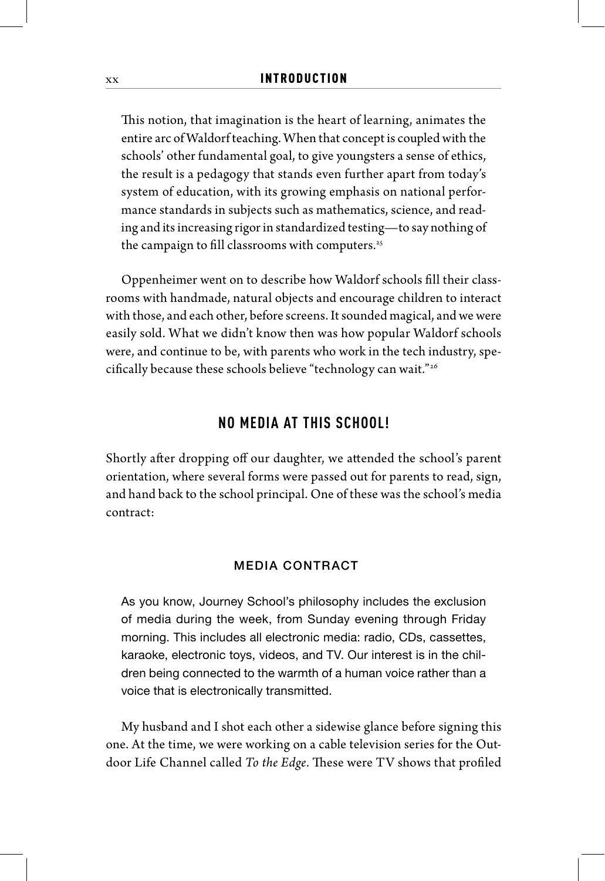This notion, that imagination is the heart of learning, animates the entire arc of Waldorf teaching. When that concept is coupled with the schools' other fundamental goal, to give youngsters a sense of ethics, the result is a pedagogy that stands even further apart from today's system of education, with its growing emphasis on national performance standards in subjects such as mathematics, science, and reading and its increasing rigor in standardized testing—to say nothing of the campaign to fill classrooms with computers.[25]

Oppenheimer went on to describe how Waldorf schools fill their classrooms with handmade, natural objects and encourage children to interact with those, and each other, before screens. It sounded magical, and we were easily sold. What we didn't know then was how popular Waldorf schools were, and continue to be, with parents who work in the tech industry, specifically because these schools believe "technology can wait."[26]

## NO MEDIA AT THIS SCHOOL!

Shortly after dropping off our daughter, we attended the school's parent orientation, where several forms were passed out for parents to read, sign, and hand back to the school principal. One of these was the school's media contract:

### MEDIA CONTRACT

As you know, Journey School's philosophy includes the exclusion of media during the week, from Sunday evening through Friday morning. This includes all electronic media: radio, CDs, cassettes, karaoke, electronic toys, videos, and TV. Our interest is in the children being connected to the warmth of a human voice rather than a voice that is electronically transmitted.

My husband and I shot each other a sidewise glance before signing this one. At the time, we were working on a cable television series for the Outdoor Life Channel called *To the Edge*. These were TV shows that profiled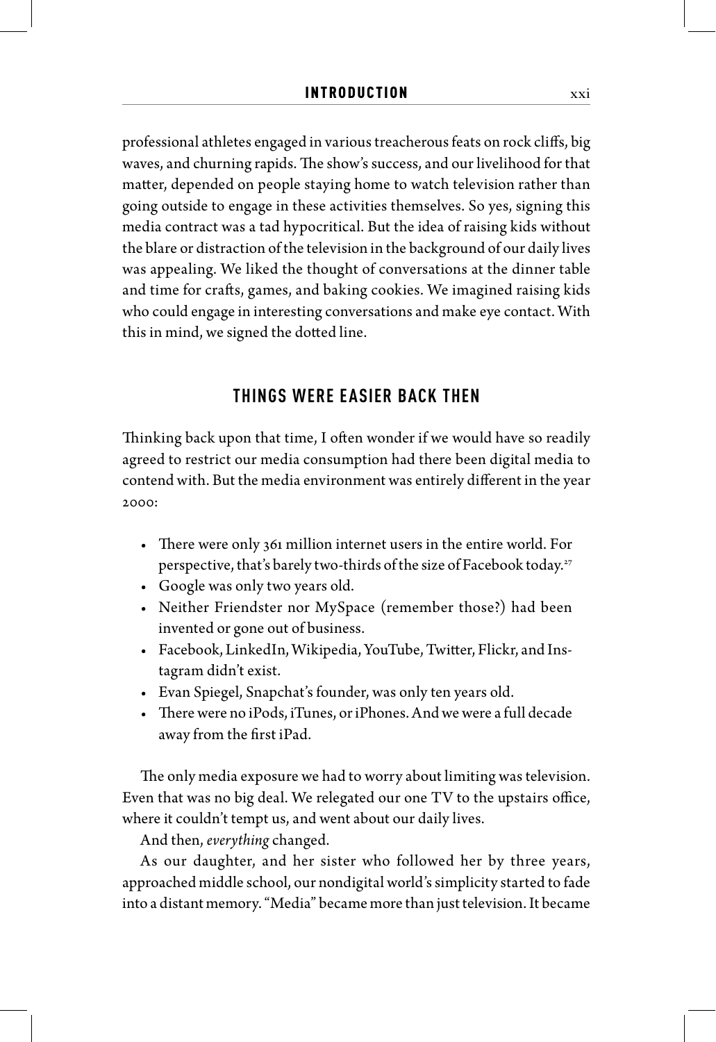professional athletes engaged in various treacherous feats on rock cliffs, big waves, and churning rapids. The show's success, and our livelihood for that matter, depended on people staying home to watch television rather than going outside to engage in these activities themselves. So yes, signing this media contract was a tad hypocritical. But the idea of raising kids without the blare or distraction of the television in the background of our daily lives was appealing. We liked the thought of conversations at the dinner table and time for crafts, games, and baking cookies. We imagined raising kids who could engage in interesting conversations and make eye contact. With this in mind, we signed the dotted line.

## THINGS WERE EASIER BACK THEN

Thinking back upon that time, I often wonder if we would have so readily agreed to restrict our media consumption had there been digital media to contend with. But the media environment was entirely different in the year 2000:

- There were only 361 million internet users in the entire world. For perspective, that's barely two-thirds of the size of Facebook today.[27]
- Google was only two years old.
- Neither Friendster nor MySpace (remember those?) had been invented or gone out of business.
- Facebook, LinkedIn, Wikipedia, YouTube, Twitter, Flickr, and Instagram didn't exist.
- Evan Spiegel, Snapchat's founder, was only ten years old.
- There were no iPods, iTunes, or iPhones. And we were a full decade away from the first iPad.

The only media exposure we had to worry about limiting was television. Even that was no big deal. We relegated our one TV to the upstairs office, where it couldn't tempt us, and went about our daily lives.

And then, *everything* changed.

As our daughter, and her sister who followed her by three years, approached middle school, our nondigital world's simplicity started to fade into a distant memory. "Media" became more than just television. It became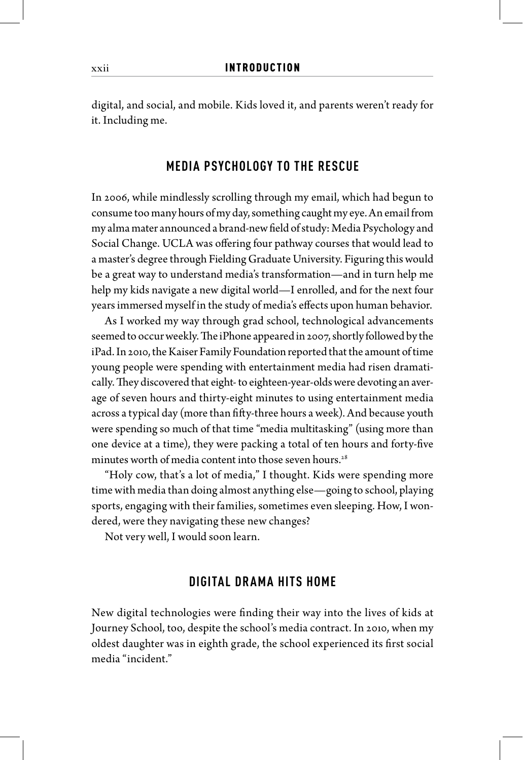digital, and social, and mobile. Kids loved it, and parents weren't ready for it. Including me.

## MEDIA PSYCHOLOGY TO THE RESCUE

In 2006, while mindlessly scrolling through my email, which had begun to consume too many hours of my day, something caught my eye. An email from my alma mater announced a brand-new field of study: Media Psychology and Social Change. UCLA was offering four pathway courses that would lead to a master's degree through Fielding Graduate University. Figuring this would be a great way to understand media's transformation—and in turn help me help my kids navigate a new digital world—I enrolled, and for the next four years immersed myself in the study of media's effects upon human behavior.

As I worked my way through grad school, technological advancements seemed to occur weekly. The iPhone appeared in 2007, shortly followed by the iPad. In 2010, the Kaiser Family Foundation reported that the amount of time young people were spending with entertainment media had risen dramatically. They discovered that eight- to eighteen-year-olds were devoting an average of seven hours and thirty-eight minutes to using entertainment media across a typical day (more than fifty-three hours a week). And because youth were spending so much of that time "media multitasking" (using more than one device at a time), they were packing a total of ten hours and forty-five minutes worth of media content into those seven hours.[28]

"Holy cow, that's a lot of media," I thought. Kids were spending more time with media than doing almost anything else—going to school, playing sports, engaging with their families, sometimes even sleeping. How, I wondered, were they navigating these new changes?

Not very well, I would soon learn.

## DIGITAL DRAMA HITS HOME

New digital technologies were finding their way into the lives of kids at Journey School, too, despite the school's media contract. In 2010, when my oldest daughter was in eighth grade, the school experienced its first social media "incident."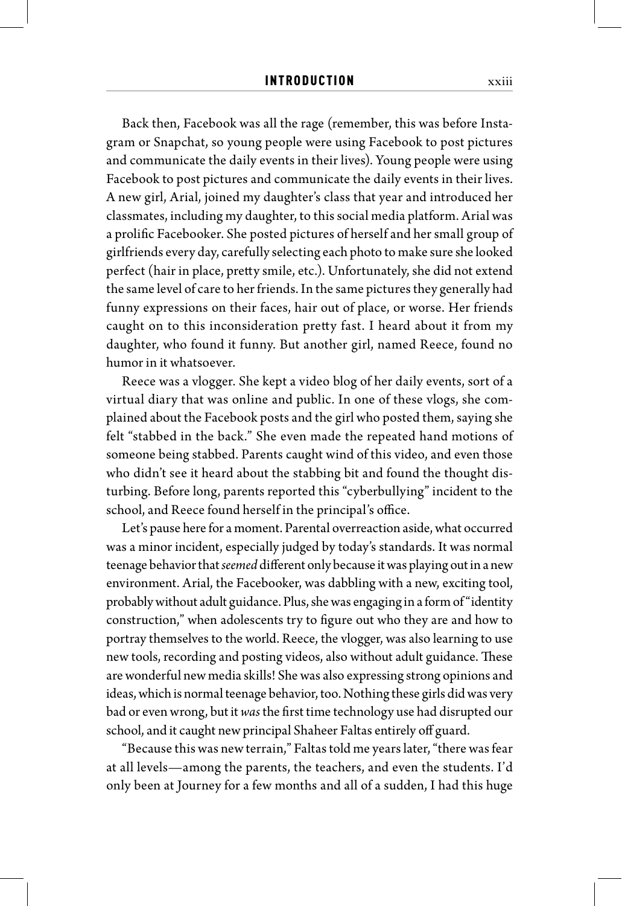Back then, Facebook was all the rage (remember, this was before Instagram or Snapchat, so young people were using Facebook to post pictures and communicate the daily events in their lives). Young people were using Facebook to post pictures and communicate the daily events in their lives. A new girl, Arial, joined my daughter's class that year and introduced her classmates, including my daughter, to this social media platform. Arial was a prolific Facebooker. She posted pictures of herself and her small group of girlfriends every day, carefully selecting each photo to make sure she looked perfect (hair in place, pretty smile, etc.). Unfortunately, she did not extend the same level of care to her friends. In the same pictures they generally had funny expressions on their faces, hair out of place, or worse. Her friends caught on to this inconsideration pretty fast. I heard about it from my daughter, who found it funny. But another girl, named Reece, found no humor in it whatsoever.

Reece was a vlogger. She kept a video blog of her daily events, sort of a virtual diary that was online and public. In one of these vlogs, she complained about the Facebook posts and the girl who posted them, saying she felt "stabbed in the back." She even made the repeated hand motions of someone being stabbed. Parents caught wind of this video, and even those who didn't see it heard about the stabbing bit and found the thought disturbing. Before long, parents reported this "cyberbullying" incident to the school, and Reece found herself in the principal's office.

Let's pause here for a moment. Parental overreaction aside, what occurred was a minor incident, especially judged by today's standards. It was normal teenage behavior that *seemed* different only because it was playing out in a new environment. Arial, the Facebooker, was dabbling with a new, exciting tool, probably without adult guidance. Plus, she was engaging in a form of "identity construction," when adolescents try to figure out who they are and how to portray themselves to the world. Reece, the vlogger, was also learning to use new tools, recording and posting videos, also without adult guidance. These are wonderful new media skills! She was also expressing strong opinions and ideas, which is normal teenage behavior, too. Nothing these girls did was very bad or even wrong, but it *was* the first time technology use had disrupted our school, and it caught new principal Shaheer Faltas entirely off guard.

"Because this was new terrain," Faltas told me years later, "there was fear at all levels—among the parents, the teachers, and even the students. I'd only been at Journey for a few months and all of a sudden, I had this huge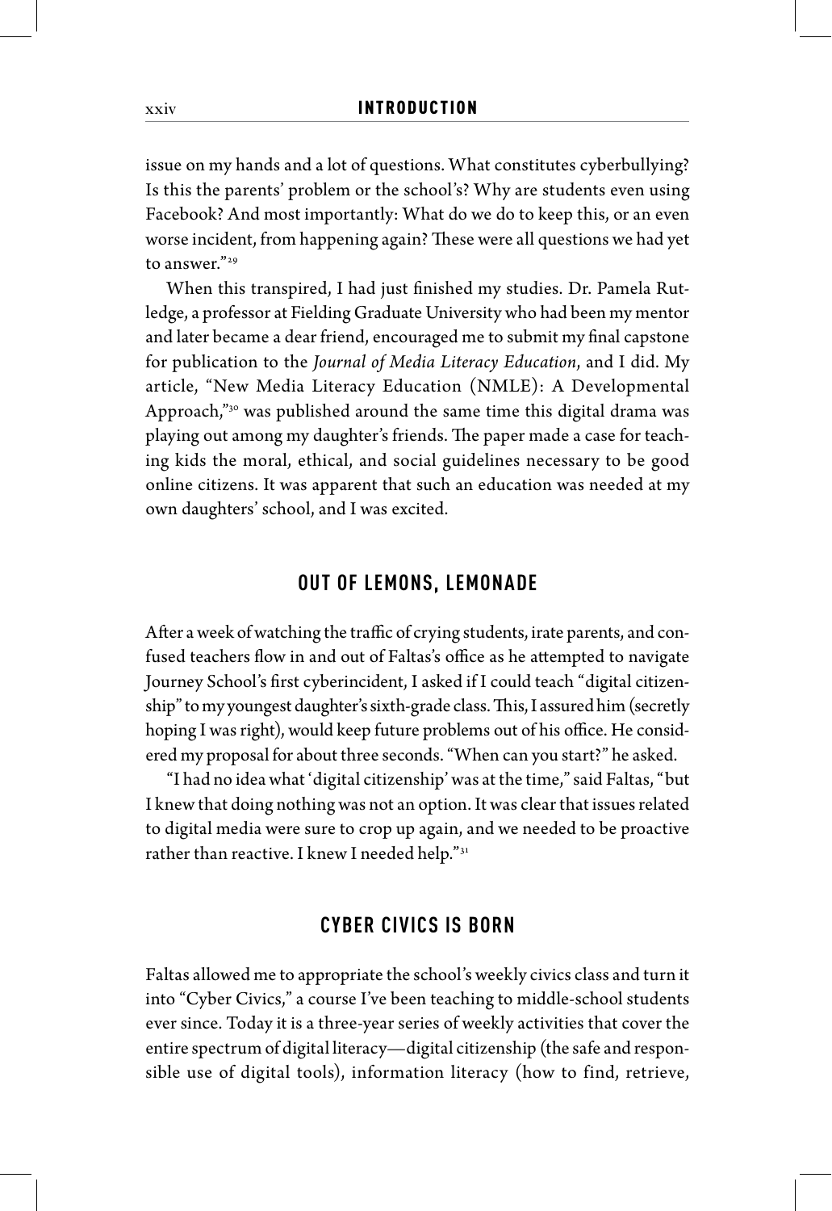issue on my hands and a lot of questions. What constitutes cyberbullying? Is this the parents' problem or the school's? Why are students even using Facebook? And most importantly: What do we do to keep this, or an even worse incident, from happening again? These were all questions we had yet to answer."[29]

When this transpired, I had just finished my studies. Dr. Pamela Rutledge, a professor at Fielding Graduate University who had been my mentor and later became a dear friend, encouraged me to submit my final capstone for publication to the *Journal of Media Literacy Education*, and I did. My article, "New Media Literacy Education (NMLE): A Developmental Approach,"[30] was published around the same time this digital drama was playing out among my daughter's friends. The paper made a case for teaching kids the moral, ethical, and social guidelines necessary to be good online citizens. It was apparent that such an education was needed at my own daughters' school, and I was excited.

## OUT OF LEMONS, LEMONADE

After a week of watching the traffic of crying students, irate parents, and confused teachers flow in and out of Faltas's office as he attempted to navigate Journey School's first cyberincident, I asked if I could teach "digital citizenship" to my youngest daughter's sixth-grade class. This, I assured him (secretly hoping I was right), would keep future problems out of his office. He considered my proposal for about three seconds. "When can you start?" he asked.

"I had no idea what 'digital citizenship' was at the time," said Faltas, "but I knew that doing nothing was not an option. It was clear that issues related to digital media were sure to crop up again, and we needed to be proactive rather than reactive. I knew I needed help."[31]

## CYBER CIVICS IS BORN

Faltas allowed me to appropriate the school's weekly civics class and turn it into "Cyber Civics," a course I've been teaching to middle-school students ever since. Today it is a three-year series of weekly activities that cover the entire spectrum of digital literacy—digital citizenship (the safe and responsible use of digital tools), information literacy (how to find, retrieve,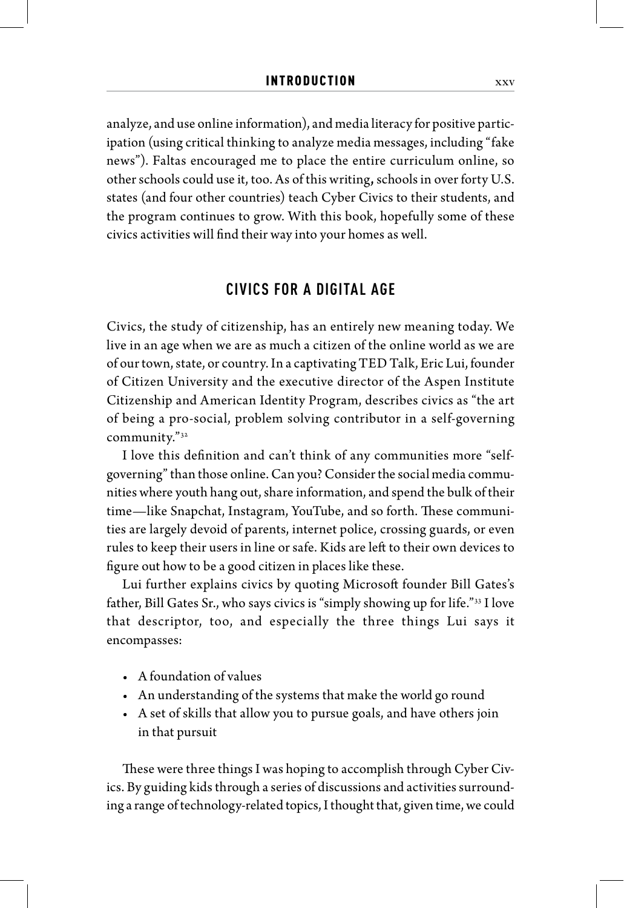analyze, and use online information), and media literacy for positive participation (using critical thinking to analyze media messages, including "fake news"). Faltas encouraged me to place the entire curriculum online, so other schools could use it, too. As of this writing, schools in over forty U.S. states (and four other countries) teach Cyber Civics to their students, and the program continues to grow. With this book, hopefully some of these civics activities will find their way into your homes as well.

## CIVICS FOR A DIGITAL AGE

Civics, the study of citizenship, has an entirely new meaning today. We live in an age when we are as much a citizen of the online world as we are of our town, state, or country. In a captivating TED Talk, Eric Lui, founder of Citizen University and the executive director of the Aspen Institute Citizenship and American Identity Program, describes civics as "the art of being a pro-social, problem solving contributor in a self-governing community."[32]

I love this definition and can't think of any communities more "self-governing" than those online. Can you? Consider the social media communities where youth hang out, share information, and spend the bulk of their time—like Snapchat, Instagram, YouTube, and so forth. These communities are largely devoid of parents, internet police, crossing guards, or even rules to keep their users in line or safe. Kids are left to their own devices to figure out how to be a good citizen in places like these.

Lui further explains civics by quoting Microsoft founder Bill Gates's father, Bill Gates Sr., who says civics is "simply showing up for life."[33] I love that descriptor, too, and especially the three things Lui says it encompasses:

- A foundation of values
- An understanding of the systems that make the world go round
- A set of skills that allow you to pursue goals, and have others join in that pursuit

These were three things I was hoping to accomplish through Cyber Civics. By guiding kids through a series of discussions and activities surrounding a range of technology-related topics, I thought that, given time, we could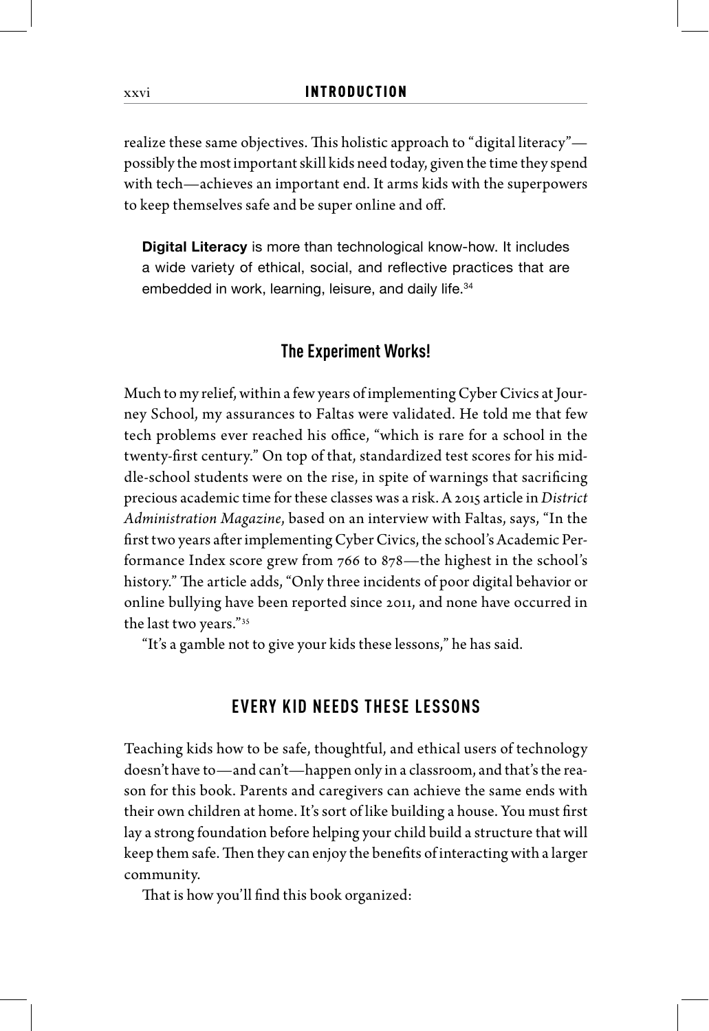realize these same objectives. This holistic approach to "digital literacy"—possibly the most important skill kids need today, given the time they spend with tech—achieves an important end. It arms kids with the superpowers to keep themselves safe and be super online and off.

> **Digital Literacy** is more than technological know-how. It includes a wide variety of ethical, social, and reflective practices that are embedded in work, learning, leisure, and daily life.[34]

### The Experiment Works!

Much to my relief, within a few years of implementing Cyber Civics at Journey School, my assurances to Faltas were validated. He told me that few tech problems ever reached his office, "which is rare for a school in the twenty-first century." On top of that, standardized test scores for his middle-school students were on the rise, in spite of warnings that sacrificing precious academic time for these classes was a risk. A 2015 article in *District Administration Magazine*, based on an interview with Faltas, says, "In the first two years after implementing Cyber Civics, the school's Academic Performance Index score grew from 766 to 878—the highest in the school's history." The article adds, "Only three incidents of poor digital behavior or online bullying have been reported since 2011, and none have occurred in the last two years."[35]

"It's a gamble not to give your kids these lessons," he has said.

## EVERY KID NEEDS THESE LESSONS

Teaching kids how to be safe, thoughtful, and ethical users of technology doesn't have to—and can't—happen only in a classroom, and that's the reason for this book. Parents and caregivers can achieve the same ends with their own children at home. It's sort of like building a house. You must first lay a strong foundation before helping your child build a structure that will keep them safe. Then they can enjoy the benefits of interacting with a larger community.

That is how you'll find this book organized: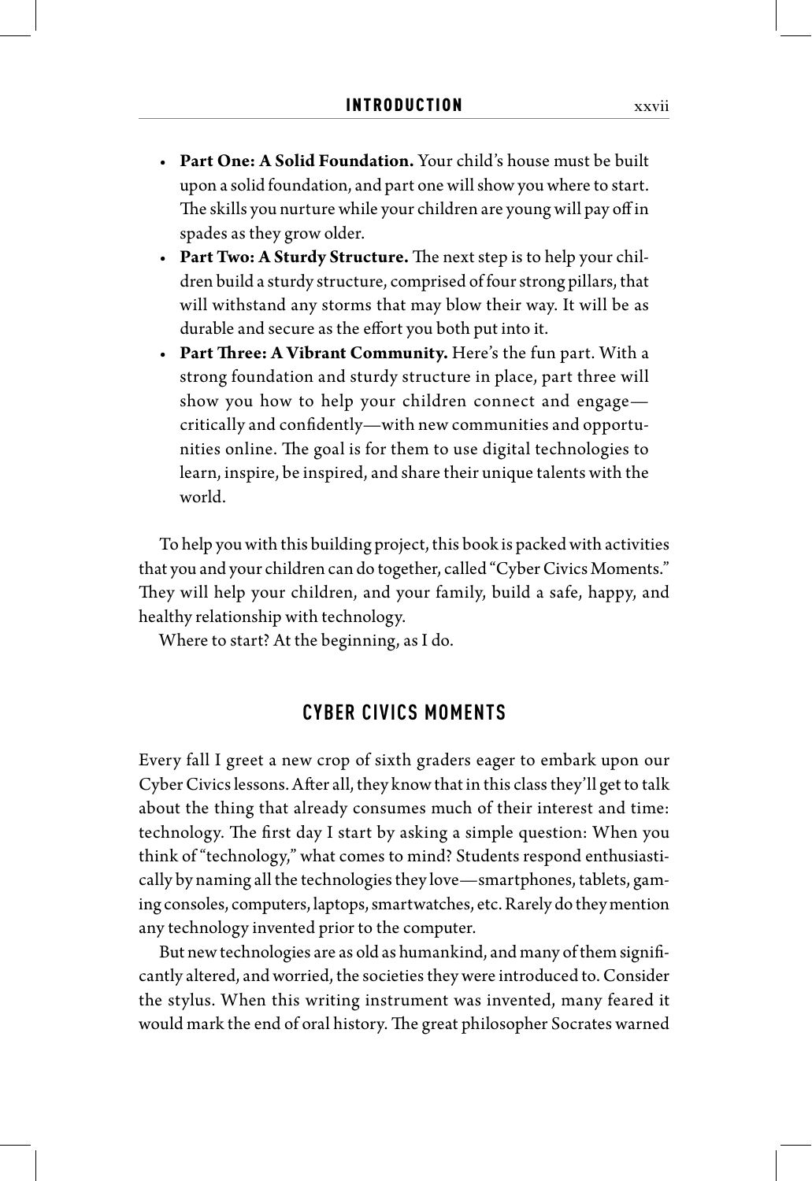- **Part One: A Solid Foundation.** Your child's house must be built upon a solid foundation, and part one will show you where to start. The skills you nurture while your children are young will pay off in spades as they grow older.
- **Part Two: A Sturdy Structure.** The next step is to help your children build a sturdy structure, comprised of four strong pillars, that will withstand any storms that may blow their way. It will be as durable and secure as the effort you both put into it.
- **Part Three: A Vibrant Community.** Here's the fun part. With a strong foundation and sturdy structure in place, part three will show you how to help your children connect and engage—critically and confidently—with new communities and opportunities online. The goal is for them to use digital technologies to learn, inspire, be inspired, and share their unique talents with the world.

To help you with this building project, this book is packed with activities that you and your children can do together, called "Cyber Civics Moments." They will help your children, and your family, build a safe, happy, and healthy relationship with technology.

Where to start? At the beginning, as I do.

## CYBER CIVICS MOMENTS

Every fall I greet a new crop of sixth graders eager to embark upon our Cyber Civics lessons. After all, they know that in this class they'll get to talk about the thing that already consumes much of their interest and time: technology. The first day I start by asking a simple question: When you think of "technology," what comes to mind? Students respond enthusiastically by naming all the technologies they love—smartphones, tablets, gaming consoles, computers, laptops, smartwatches, etc. Rarely do they mention any technology invented prior to the computer.

But new technologies are as old as humankind, and many of them significantly altered, and worried, the societies they were introduced to. Consider the stylus. When this writing instrument was invented, many feared it would mark the end of oral history. The great philosopher Socrates warned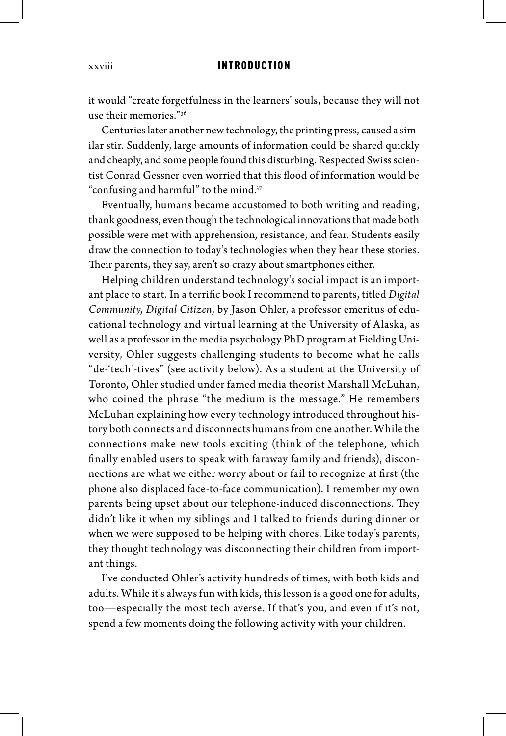it would "create forgetfulness in the learners' souls, because they will not use their memories."[36]

Centuries later another new technology, the printing press, caused a similar stir. Suddenly, large amounts of information could be shared quickly and cheaply, and some people found this disturbing. Respected Swiss scientist Conrad Gessner even worried that this flood of information would be "confusing and harmful" to the mind.[37]

Eventually, humans became accustomed to both writing and reading, thank goodness, even though the technological innovations that made both possible were met with apprehension, resistance, and fear. Students easily draw the connection to today's technologies when they hear these stories. Their parents, they say, aren't so crazy about smartphones either.

Helping children understand technology's social impact is an important place to start. In a terrific book I recommend to parents, titled *Digital Community, Digital Citizen*, by Jason Ohler, a professor emeritus of educational technology and virtual learning at the University of Alaska, as well as a professor in the media psychology PhD program at Fielding University, Ohler suggests challenging students to become what he calls "de-'tech'-tives" (see activity below). As a student at the University of Toronto, Ohler studied under famed media theorist Marshall McLuhan, who coined the phrase "the medium is the message." He remembers McLuhan explaining how every technology introduced throughout history both connects and disconnects humans from one another. While the connections make new tools exciting (think of the telephone, which finally enabled users to speak with faraway family and friends), disconnections are what we either worry about or fail to recognize at first (the phone also displaced face-to-face communication). I remember my own parents being upset about our telephone-induced disconnections. They didn't like it when my siblings and I talked to friends during dinner or when we were supposed to be helping with chores. Like today's parents, they thought technology was disconnecting their children from important things.

I've conducted Ohler's activity hundreds of times, with both kids and adults. While it's always fun with kids, this lesson is a good one for adults, too—especially the most tech averse. If that's you, and even if it's not, spend a few moments doing the following activity with your children.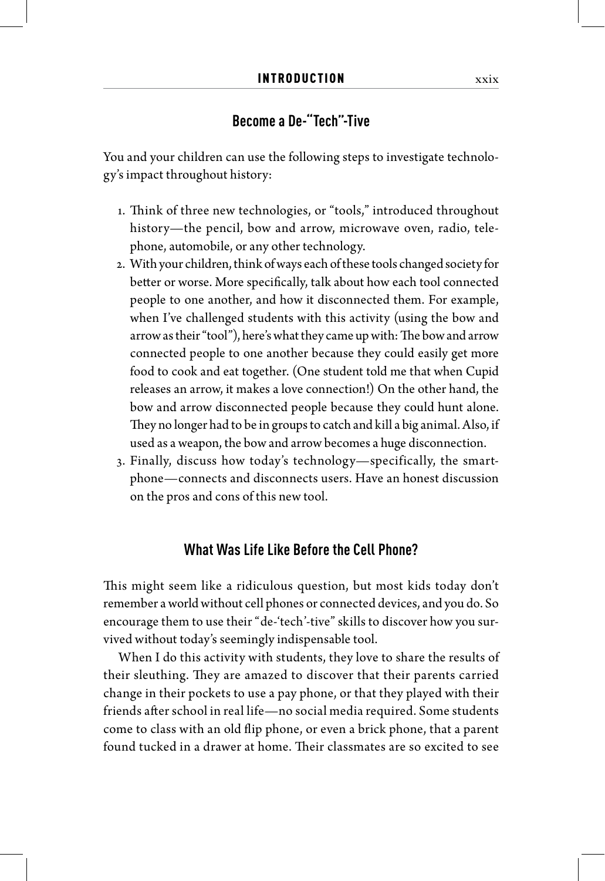## Become a De-"Tech"-Tive

You and your children can use the following steps to investigate technology's impact throughout history:

1. Think of three new technologies, or "tools," introduced throughout history—the pencil, bow and arrow, microwave oven, radio, telephone, automobile, or any other technology.
2. With your children, think of ways each of these tools changed society for better or worse. More specifically, talk about how each tool connected people to one another, and how it disconnected them. For example, when I've challenged students with this activity (using the bow and arrow as their "tool"), here's what they came up with: The bow and arrow connected people to one another because they could easily get more food to cook and eat together. (One student told me that when Cupid releases an arrow, it makes a love connection!) On the other hand, the bow and arrow disconnected people because they could hunt alone. They no longer had to be in groups to catch and kill a big animal. Also, if used as a weapon, the bow and arrow becomes a huge disconnection.
3. Finally, discuss how today's technology—specifically, the smartphone—connects and disconnects users. Have an honest discussion on the pros and cons of this new tool.

## What Was Life Like Before the Cell Phone?

This might seem like a ridiculous question, but most kids today don't remember a world without cell phones or connected devices, and you do. So encourage them to use their "de-'tech'-tive" skills to discover how you survived without today's seemingly indispensable tool.

When I do this activity with students, they love to share the results of their sleuthing. They are amazed to discover that their parents carried change in their pockets to use a pay phone, or that they played with their friends after school in real life—no social media required. Some students come to class with an old flip phone, or even a brick phone, that a parent found tucked in a drawer at home. Their classmates are so excited to see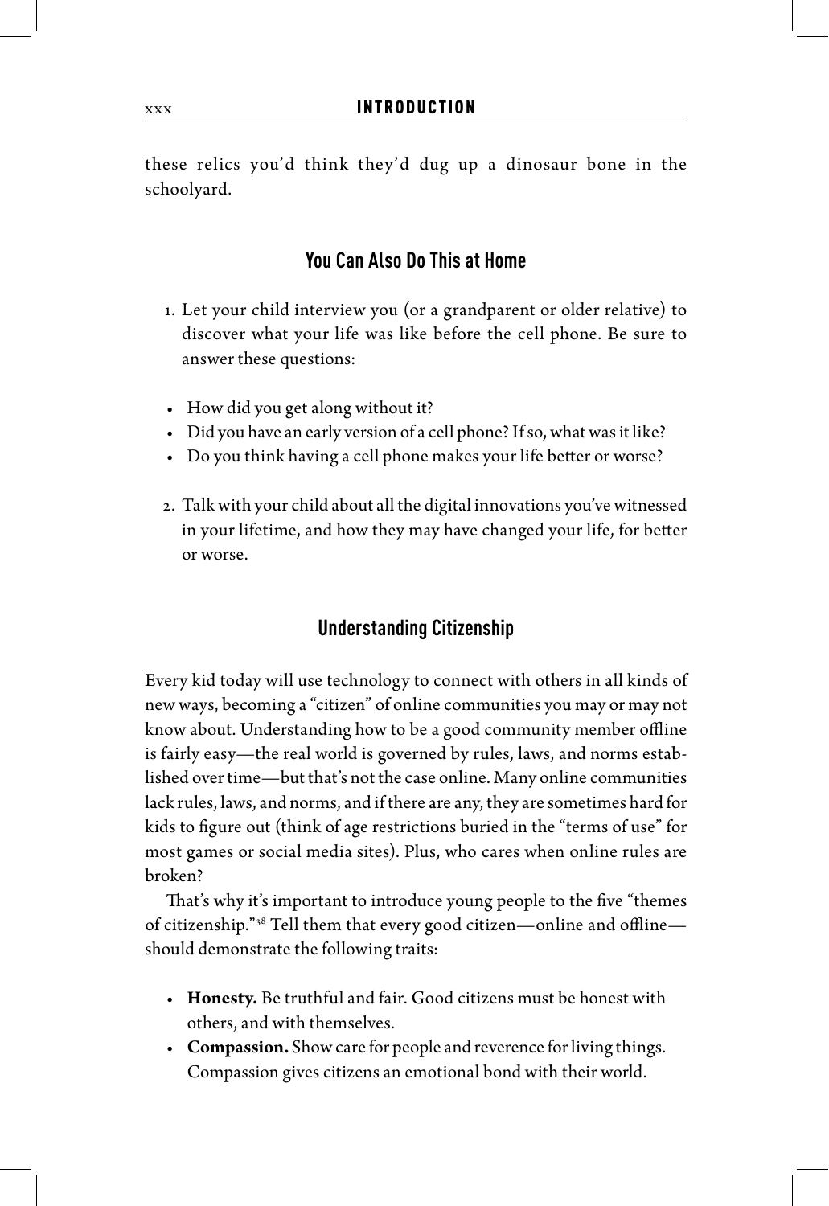these relics you'd think they'd dug up a dinosaur bone in the schoolyard.

## You Can Also Do This at Home

1. Let your child interview you (or a grandparent or older relative) to discover what your life was like before the cell phone. Be sure to answer these questions:

- How did you get along without it?
- Did you have an early version of a cell phone? If so, what was it like?
- Do you think having a cell phone makes your life better or worse?

2. Talk with your child about all the digital innovations you've witnessed in your lifetime, and how they may have changed your life, for better or worse.

## Understanding Citizenship

Every kid today will use technology to connect with others in all kinds of new ways, becoming a "citizen" of online communities you may or may not know about. Understanding how to be a good community member offline is fairly easy—the real world is governed by rules, laws, and norms established over time—but that's not the case online. Many online communities lack rules, laws, and norms, and if there are any, they are sometimes hard for kids to figure out (think of age restrictions buried in the "terms of use" for most games or social media sites). Plus, who cares when online rules are broken?

That's why it's important to introduce young people to the five "themes of citizenship."[38] Tell them that every good citizen—online and offline—should demonstrate the following traits:

- **Honesty.** Be truthful and fair. Good citizens must be honest with others, and with themselves.
- **Compassion.** Show care for people and reverence for living things. Compassion gives citizens an emotional bond with their world.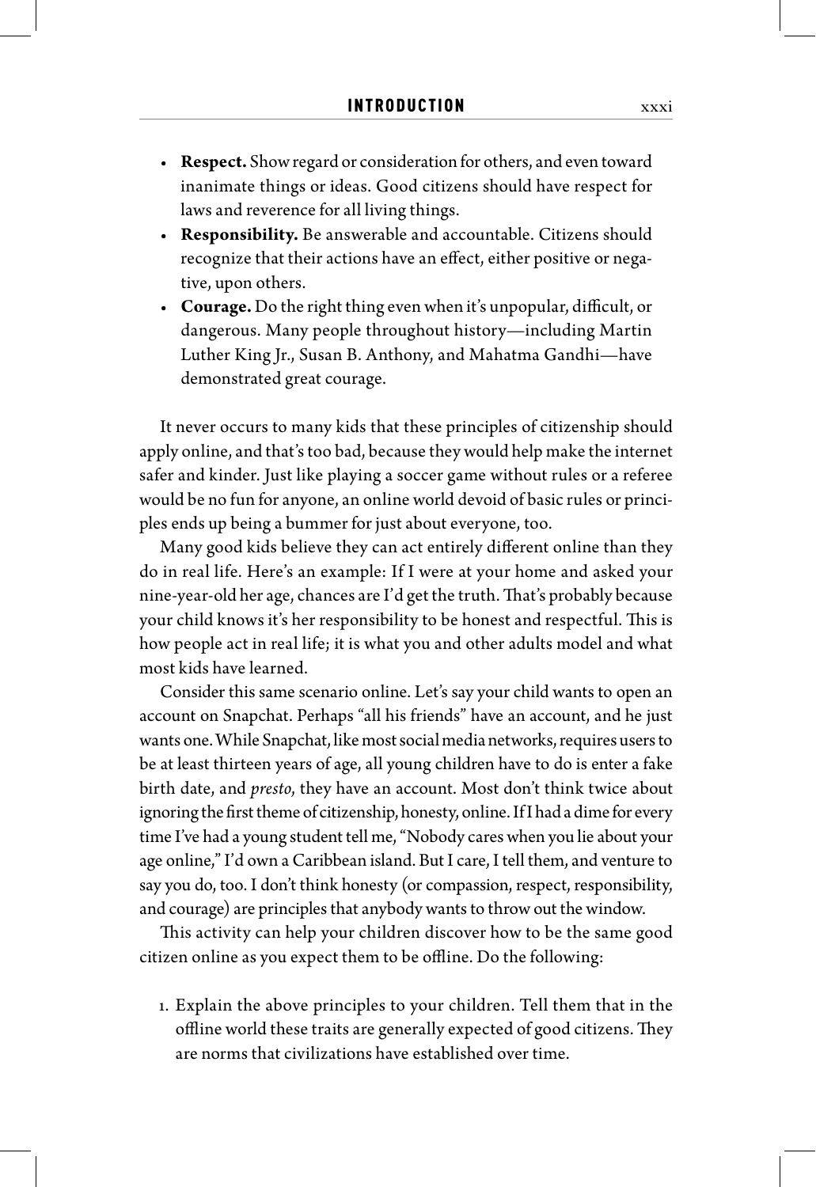- **Respect.** Show regard or consideration for others, and even toward inanimate things or ideas. Good citizens should have respect for laws and reverence for all living things.
- **Responsibility.** Be answerable and accountable. Citizens should recognize that their actions have an effect, either positive or negative, upon others.
- **Courage.** Do the right thing even when it's unpopular, difficult, or dangerous. Many people throughout history—including Martin Luther King Jr., Susan B. Anthony, and Mahatma Gandhi—have demonstrated great courage.

It never occurs to many kids that these principles of citizenship should apply online, and that's too bad, because they would help make the internet safer and kinder. Just like playing a soccer game without rules or a referee would be no fun for anyone, an online world devoid of basic rules or principles ends up being a bummer for just about everyone, too.

Many good kids believe they can act entirely different online than they do in real life. Here's an example: If I were at your home and asked your nine-year-old her age, chances are I'd get the truth. That's probably because your child knows it's her responsibility to be honest and respectful. This is how people act in real life; it is what you and other adults model and what most kids have learned.

Consider this same scenario online. Let's say your child wants to open an account on Snapchat. Perhaps "all his friends" have an account, and he just wants one. While Snapchat, like most social media networks, requires users to be at least thirteen years of age, all young children have to do is enter a fake birth date, and *presto*, they have an account. Most don't think twice about ignoring the first theme of citizenship, honesty, online. If I had a dime for every time I've had a young student tell me, "Nobody cares when you lie about your age online," I'd own a Caribbean island. But I care, I tell them, and venture to say you do, too. I don't think honesty (or compassion, respect, responsibility, and courage) are principles that anybody wants to throw out the window.

This activity can help your children discover how to be the same good citizen online as you expect them to be offline. Do the following:

1. Explain the above principles to your children. Tell them that in the offline world these traits are generally expected of good citizens. They are norms that civilizations have established over time.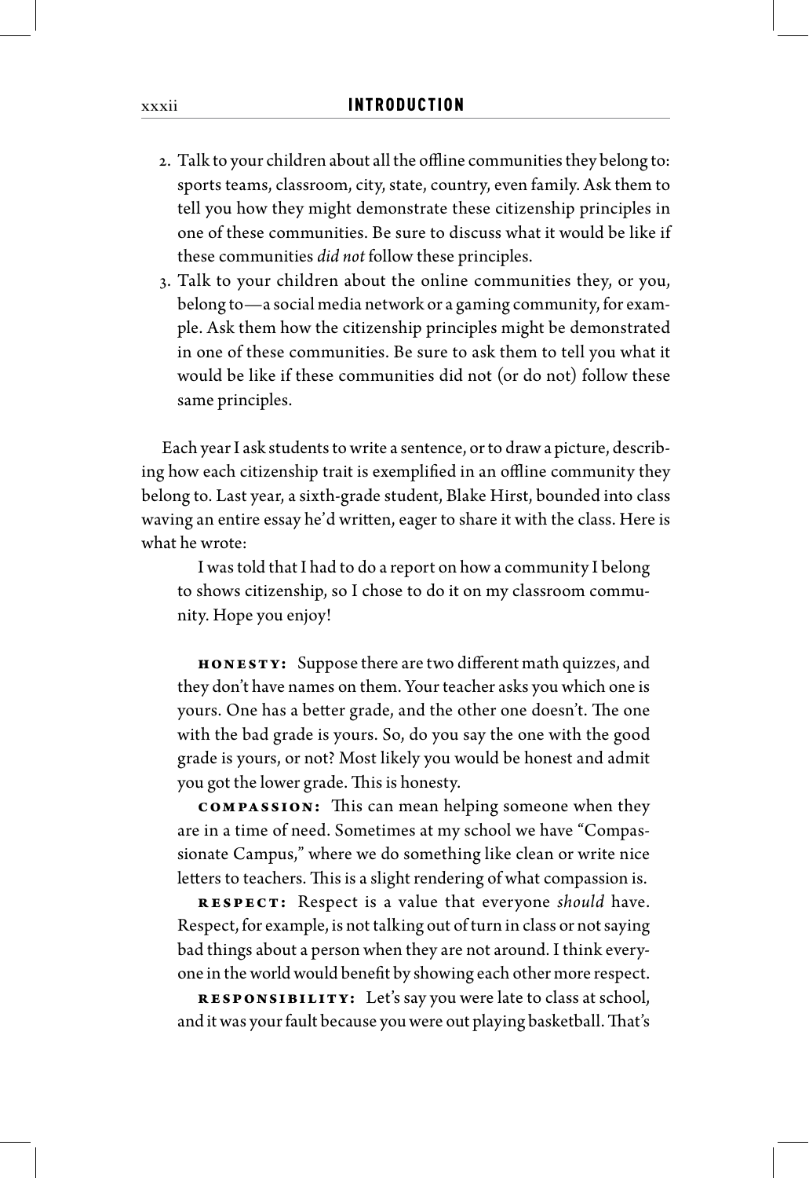2. Talk to your children about all the offline communities they belong to: sports teams, classroom, city, state, country, even family. Ask them to tell you how they might demonstrate these citizenship principles in one of these communities. Be sure to discuss what it would be like if these communities *did not* follow these principles.
3. Talk to your children about the online communities they, or you, belong to—a social media network or a gaming community, for example. Ask them how the citizenship principles might be demonstrated in one of these communities. Be sure to ask them to tell you what it would be like if these communities did not (or do not) follow these same principles.

Each year I ask students to write a sentence, or to draw a picture, describing how each citizenship trait is exemplified in an offline community they belong to. Last year, a sixth-grade student, Blake Hirst, bounded into class waving an entire essay he'd written, eager to share it with the class. Here is what he wrote:

> I was told that I had to do a report on how a community I belong to shows citizenship, so I chose to do it on my classroom community. Hope you enjoy!
>
> **HONESTY:** Suppose there are two different math quizzes, and they don't have names on them. Your teacher asks you which one is yours. One has a better grade, and the other one doesn't. The one with the bad grade is yours. So, do you say the one with the good grade is yours, or not? Most likely you would be honest and admit you got the lower grade. This is honesty.
>
> **COMPASSION:** This can mean helping someone when they are in a time of need. Sometimes at my school we have "Compassionate Campus," where we do something like clean or write nice letters to teachers. This is a slight rendering of what compassion is.
>
> **RESPECT:** Respect is a value that everyone *should* have. Respect, for example, is not talking out of turn in class or not saying bad things about a person when they are not around. I think everyone in the world would benefit by showing each other more respect.
>
> **RESPONSIBILITY:** Let's say you were late to class at school, and it was your fault because you were out playing basketball. That's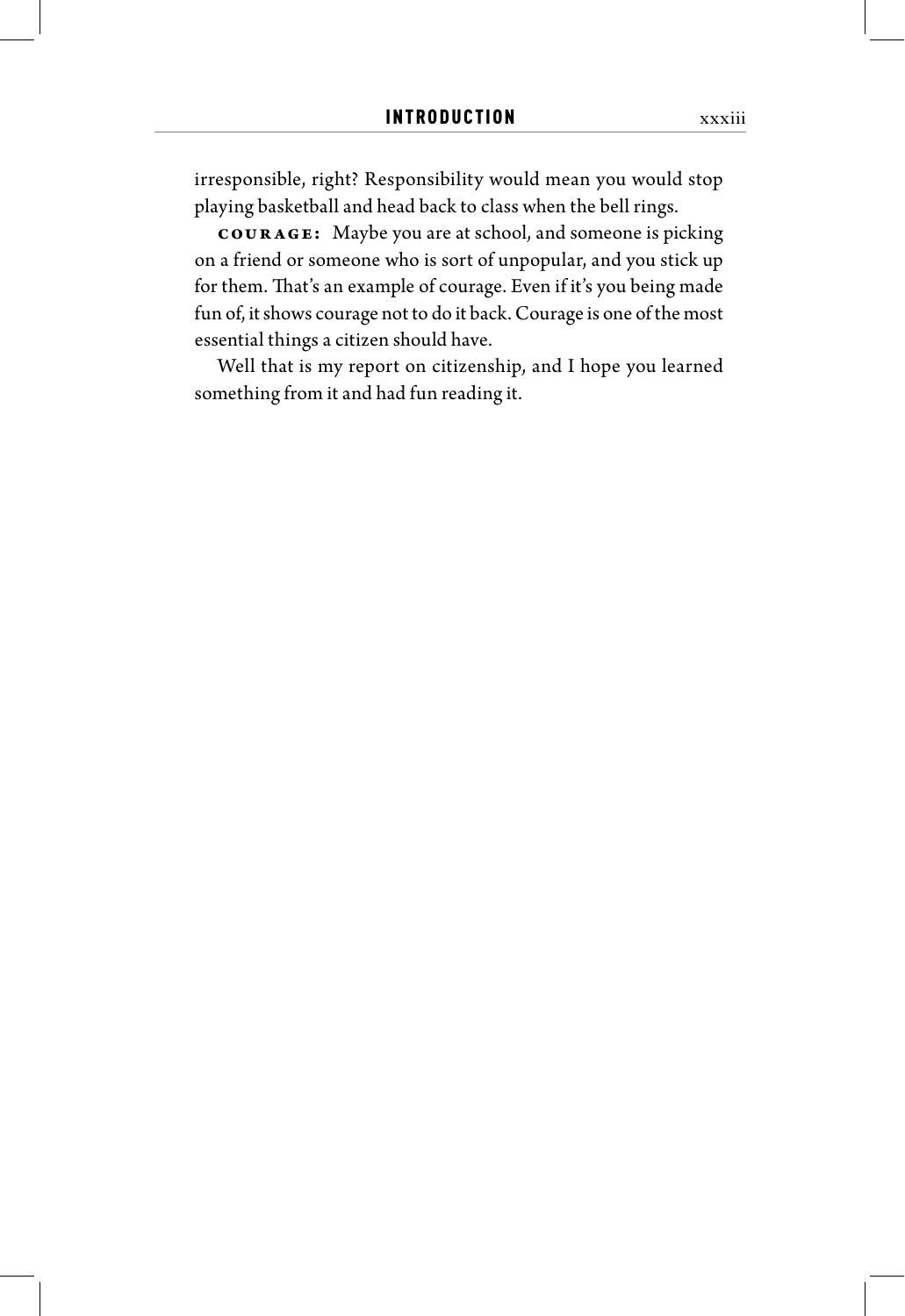irresponsible, right? Responsibility would mean you would stop playing basketball and head back to class when the bell rings.

**COURAGE:** Maybe you are at school, and someone is picking on a friend or someone who is sort of unpopular, and you stick up for them. That's an example of courage. Even if it's you being made fun of, it shows courage not to do it back. Courage is one of the most essential things a citizen should have.

Well that is my report on citizenship, and I hope you learned something from it and had fun reading it.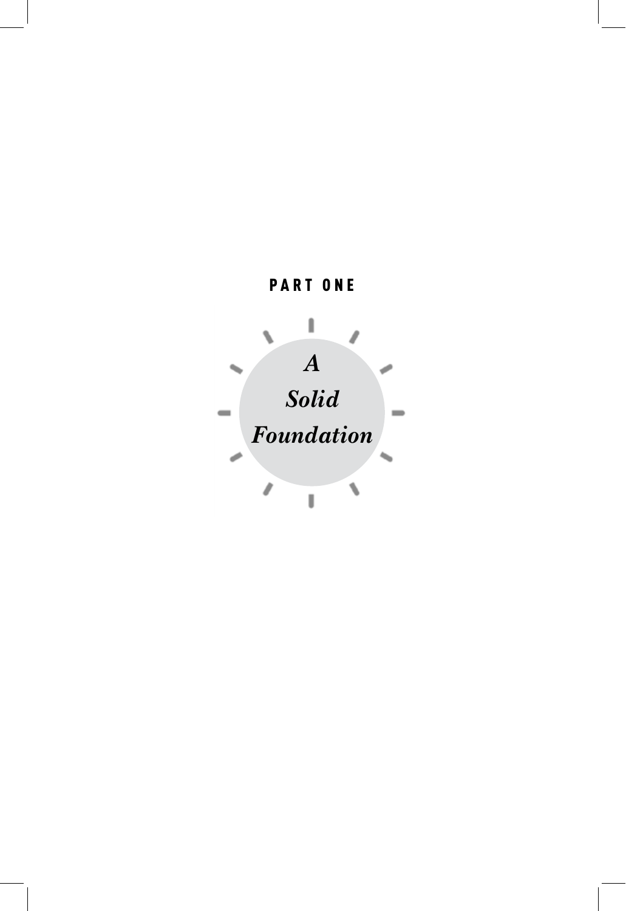# PART ONE

## *A Solid Foundation*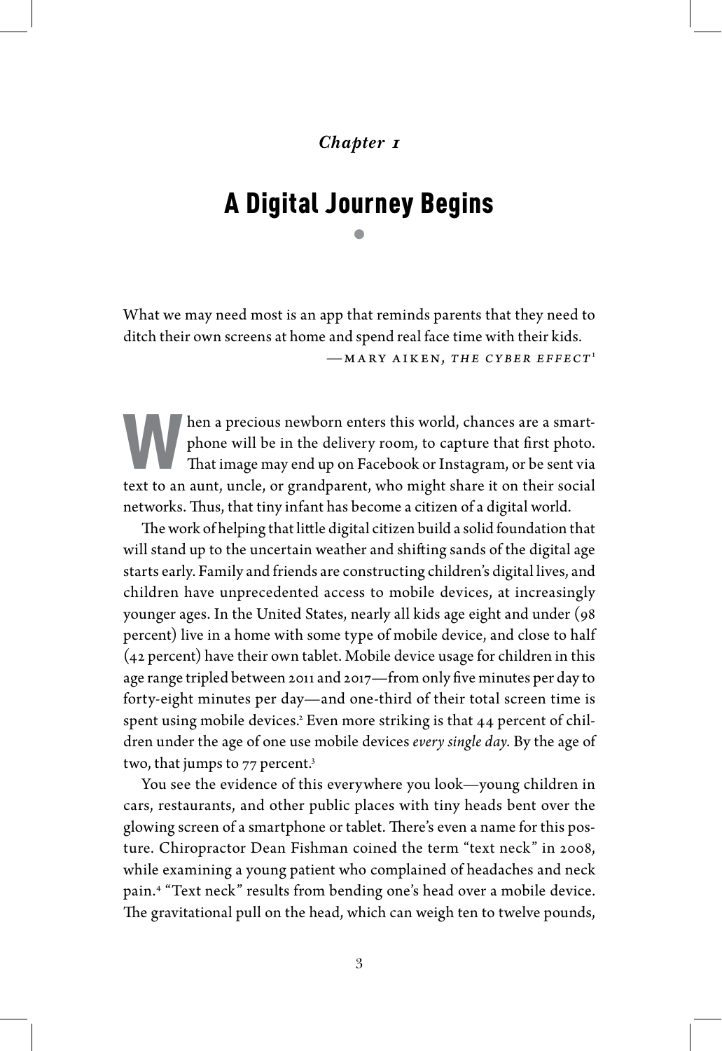*Chapter 1*

# A Digital Journey Begins

What we may need most is an app that reminds parents that they need to ditch their own screens at home and spend real face time with their kids.

—Mary Aiken, *The Cyber Effect*[1]

When a precious newborn enters this world, chances are a smartphone will be in the delivery room, to capture that first photo. That image may end up on Facebook or Instagram, or be sent via text to an aunt, uncle, or grandparent, who might share it on their social networks. Thus, that tiny infant has become a citizen of a digital world.

The work of helping that little digital citizen build a solid foundation that will stand up to the uncertain weather and shifting sands of the digital age starts early. Family and friends are constructing children's digital lives, and children have unprecedented access to mobile devices, at increasingly younger ages. In the United States, nearly all kids age eight and under (98 percent) live in a home with some type of mobile device, and close to half (42 percent) have their own tablet. Mobile device usage for children in this age range tripled between 2011 and 2017—from only five minutes per day to forty-eight minutes per day—and one-third of their total screen time is spent using mobile devices.[2] Even more striking is that 44 percent of children under the age of one use mobile devices *every single day*. By the age of two, that jumps to 77 percent.[3]

You see the evidence of this everywhere you look—young children in cars, restaurants, and other public places with tiny heads bent over the glowing screen of a smartphone or tablet. There's even a name for this posture. Chiropractor Dean Fishman coined the term "text neck" in 2008, while examining a young patient who complained of headaches and neck pain.[4] "Text neck" results from bending one's head over a mobile device. The gravitational pull on the head, which can weigh ten to twelve pounds,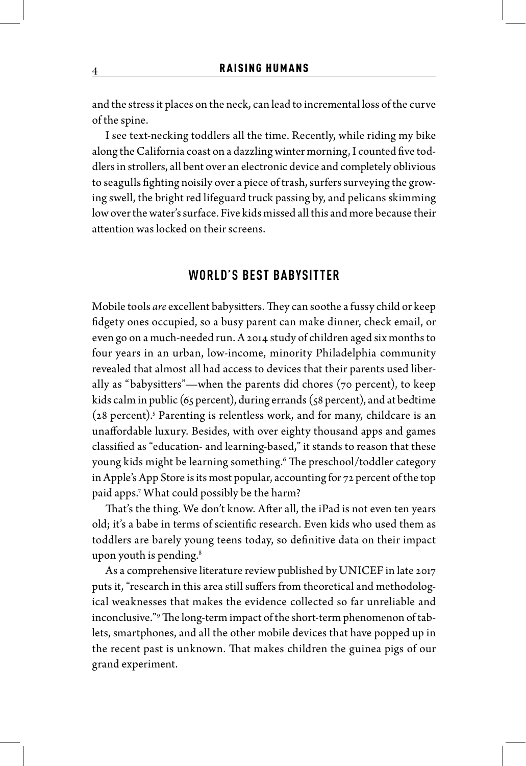and the stress it places on the neck, can lead to incremental loss of the curve of the spine.

I see text-necking toddlers all the time. Recently, while riding my bike along the California coast on a dazzling winter morning, I counted five toddlers in strollers, all bent over an electronic device and completely oblivious to seagulls fighting noisily over a piece of trash, surfers surveying the growing swell, the bright red lifeguard truck passing by, and pelicans skimming low over the water's surface. Five kids missed all this and more because their attention was locked on their screens.

## WORLD'S BEST BABYSITTER

Mobile tools *are* excellent babysitters. They can soothe a fussy child or keep fidgety ones occupied, so a busy parent can make dinner, check email, or even go on a much-needed run. A 2014 study of children aged six months to four years in an urban, low-income, minority Philadelphia community revealed that almost all had access to devices that their parents used liberally as "babysitters"—when the parents did chores (70 percent), to keep kids calm in public (65 percent), during errands (58 percent), and at bedtime (28 percent).[5] Parenting is relentless work, and for many, childcare is an unaffordable luxury. Besides, with over eighty thousand apps and games classified as "education- and learning-based," it stands to reason that these young kids might be learning something.[6] The preschool/toddler category in Apple's App Store is its most popular, accounting for 72 percent of the top paid apps.[7] What could possibly be the harm?

That's the thing. We don't know. After all, the iPad is not even ten years old; it's a babe in terms of scientific research. Even kids who used them as toddlers are barely young teens today, so definitive data on their impact upon youth is pending.[8]

As a comprehensive literature review published by UNICEF in late 2017 puts it, "research in this area still suffers from theoretical and methodological weaknesses that makes the evidence collected so far unreliable and inconclusive."[9] The long-term impact of the short-term phenomenon of tablets, smartphones, and all the other mobile devices that have popped up in the recent past is unknown. That makes children the guinea pigs of our grand experiment.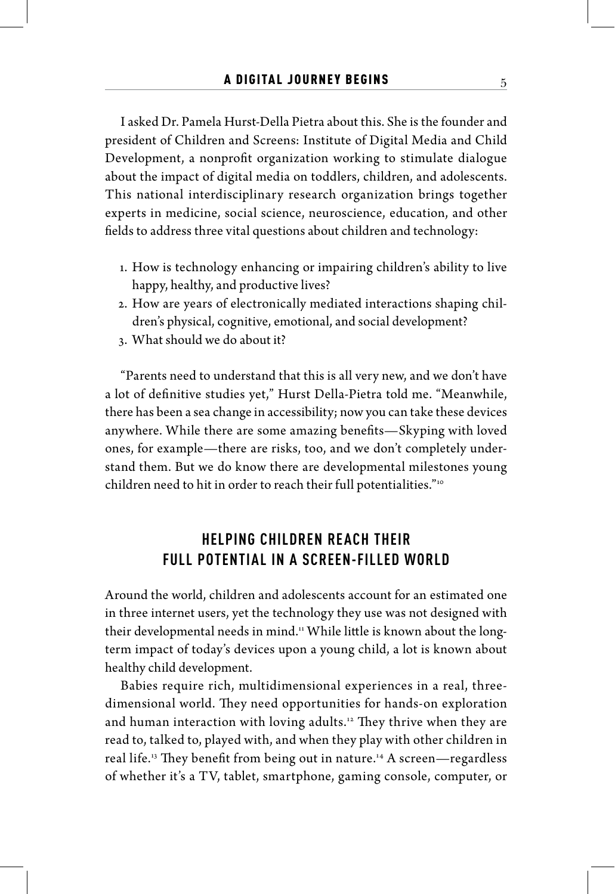I asked Dr. Pamela Hurst-Della Pietra about this. She is the founder and president of Children and Screens: Institute of Digital Media and Child Development, a nonprofit organization working to stimulate dialogue about the impact of digital media on toddlers, children, and adolescents. This national interdisciplinary research organization brings together experts in medicine, social science, neuroscience, education, and other fields to address three vital questions about children and technology:

1. How is technology enhancing or impairing children's ability to live happy, healthy, and productive lives?
2. How are years of electronically mediated interactions shaping children's physical, cognitive, emotional, and social development?
3. What should we do about it?

"Parents need to understand that this is all very new, and we don't have a lot of definitive studies yet," Hurst Della-Pietra told me. "Meanwhile, there has been a sea change in accessibility; now you can take these devices anywhere. While there are some amazing benefits—Skyping with loved ones, for example—there are risks, too, and we don't completely understand them. But we do know there are developmental milestones young children need to hit in order to reach their full potentialities."[10]

## HELPING CHILDREN REACH THEIR FULL POTENTIAL IN A SCREEN-FILLED WORLD

Around the world, children and adolescents account for an estimated one in three internet users, yet the technology they use was not designed with their developmental needs in mind.[11] While little is known about the long-term impact of today's devices upon a young child, a lot is known about healthy child development.

Babies require rich, multidimensional experiences in a real, three-dimensional world. They need opportunities for hands-on exploration and human interaction with loving adults.[12] They thrive when they are read to, talked to, played with, and when they play with other children in real life.[13] They benefit from being out in nature.[14] A screen—regardless of whether it's a TV, tablet, smartphone, gaming console, computer, or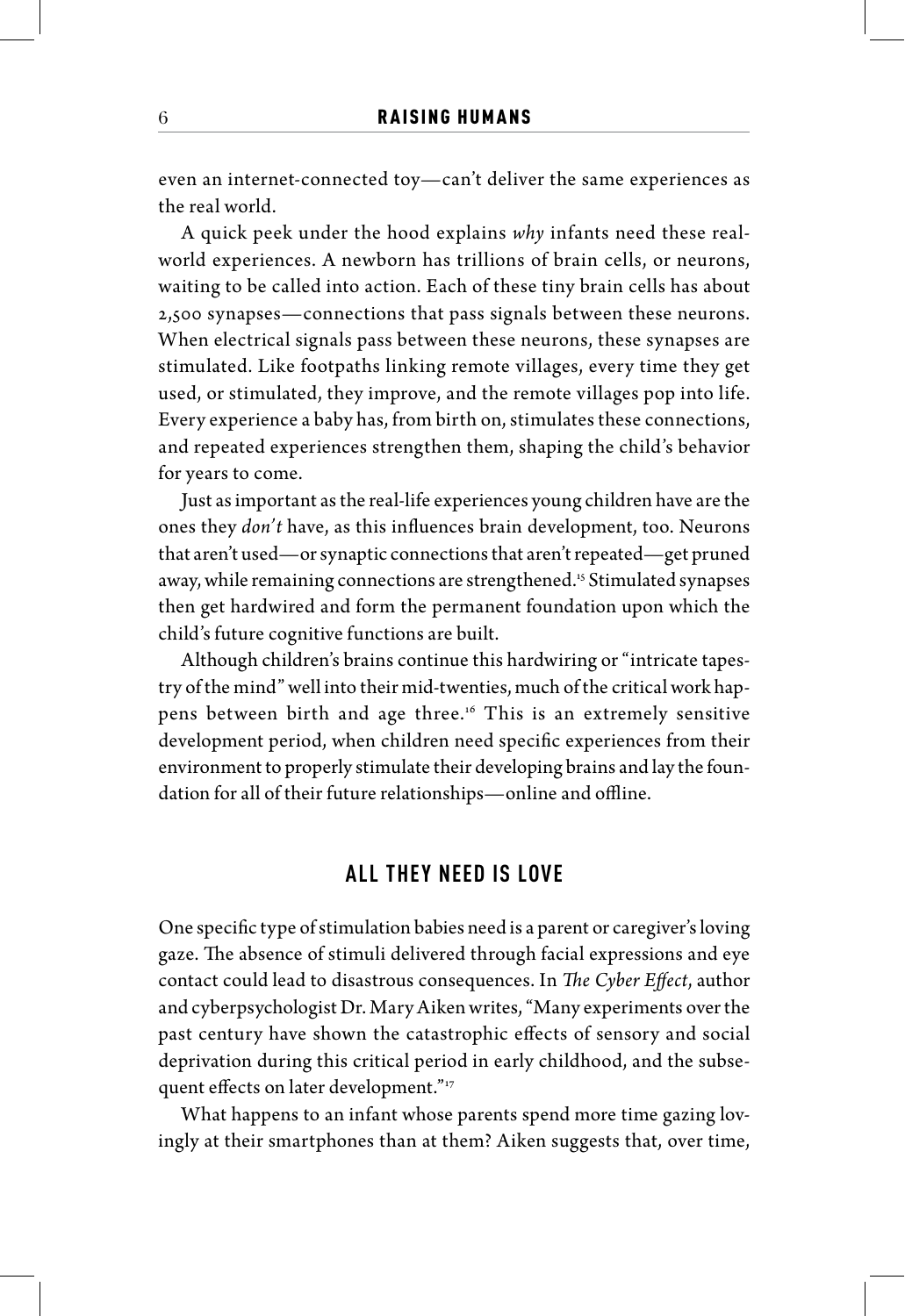even an internet-connected toy—can't deliver the same experiences as the real world.

A quick peek under the hood explains *why* infants need these real-world experiences. A newborn has trillions of brain cells, or neurons, waiting to be called into action. Each of these tiny brain cells has about 2,500 synapses—connections that pass signals between these neurons. When electrical signals pass between these neurons, these synapses are stimulated. Like footpaths linking remote villages, every time they get used, or stimulated, they improve, and the remote villages pop into life. Every experience a baby has, from birth on, stimulates these connections, and repeated experiences strengthen them, shaping the child's behavior for years to come.

Just as important as the real-life experiences young children have are the ones they *don't* have, as this influences brain development, too. Neurons that aren't used—or synaptic connections that aren't repeated—get pruned away, while remaining connections are strengthened.[15] Stimulated synapses then get hardwired and form the permanent foundation upon which the child's future cognitive functions are built.

Although children's brains continue this hardwiring or "intricate tapestry of the mind" well into their mid-twenties, much of the critical work happens between birth and age three.[16] This is an extremely sensitive development period, when children need specific experiences from their environment to properly stimulate their developing brains and lay the foundation for all of their future relationships—online and offline.

## ALL THEY NEED IS LOVE

One specific type of stimulation babies need is a parent or caregiver's loving gaze. The absence of stimuli delivered through facial expressions and eye contact could lead to disastrous consequences. In *The Cyber Effect*, author and cyberpsychologist Dr. Mary Aiken writes, "Many experiments over the past century have shown the catastrophic effects of sensory and social deprivation during this critical period in early childhood, and the subsequent effects on later development."[17]

What happens to an infant whose parents spend more time gazing lovingly at their smartphones than at them? Aiken suggests that, over time,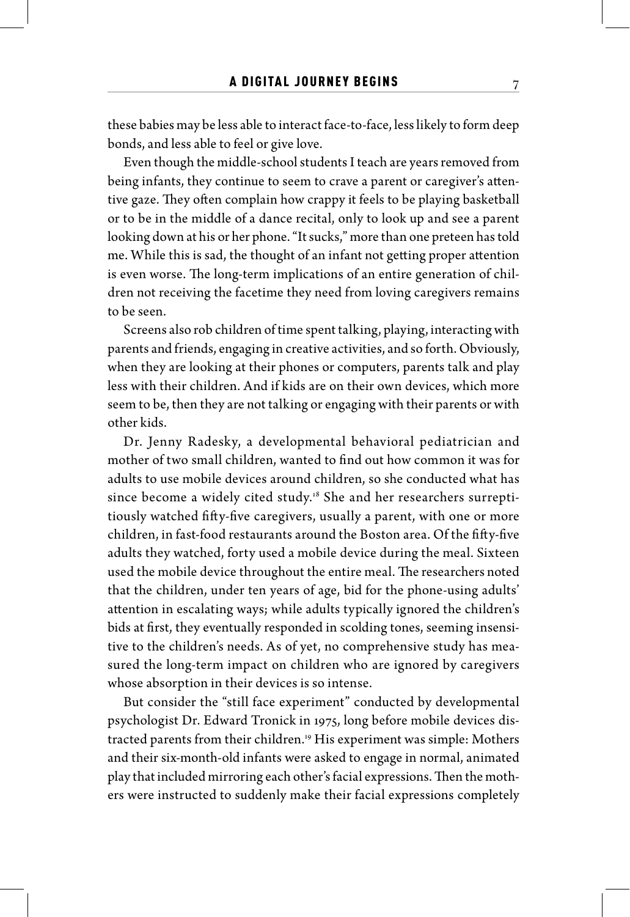these babies may be less able to interact face-to-face, less likely to form deep bonds, and less able to feel or give love.

Even though the middle-school students I teach are years removed from being infants, they continue to seem to crave a parent or caregiver's attentive gaze. They often complain how crappy it feels to be playing basketball or to be in the middle of a dance recital, only to look up and see a parent looking down at his or her phone. "It sucks," more than one preteen has told me. While this is sad, the thought of an infant not getting proper attention is even worse. The long-term implications of an entire generation of children not receiving the facetime they need from loving caregivers remains to be seen.

Screens also rob children of time spent talking, playing, interacting with parents and friends, engaging in creative activities, and so forth. Obviously, when they are looking at their phones or computers, parents talk and play less with their children. And if kids are on their own devices, which more seem to be, then they are not talking or engaging with their parents or with other kids.

Dr. Jenny Radesky, a developmental behavioral pediatrician and mother of two small children, wanted to find out how common it was for adults to use mobile devices around children, so she conducted what has since become a widely cited study.[18] She and her researchers surreptitiously watched fifty-five caregivers, usually a parent, with one or more children, in fast-food restaurants around the Boston area. Of the fifty-five adults they watched, forty used a mobile device during the meal. Sixteen used the mobile device throughout the entire meal. The researchers noted that the children, under ten years of age, bid for the phone-using adults' attention in escalating ways; while adults typically ignored the children's bids at first, they eventually responded in scolding tones, seeming insensitive to the children's needs. As of yet, no comprehensive study has measured the long-term impact on children who are ignored by caregivers whose absorption in their devices is so intense.

But consider the "still face experiment" conducted by developmental psychologist Dr. Edward Tronick in 1975, long before mobile devices distracted parents from their children.[19] His experiment was simple: Mothers and their six-month-old infants were asked to engage in normal, animated play that included mirroring each other's facial expressions. Then the mothers were instructed to suddenly make their facial expressions completely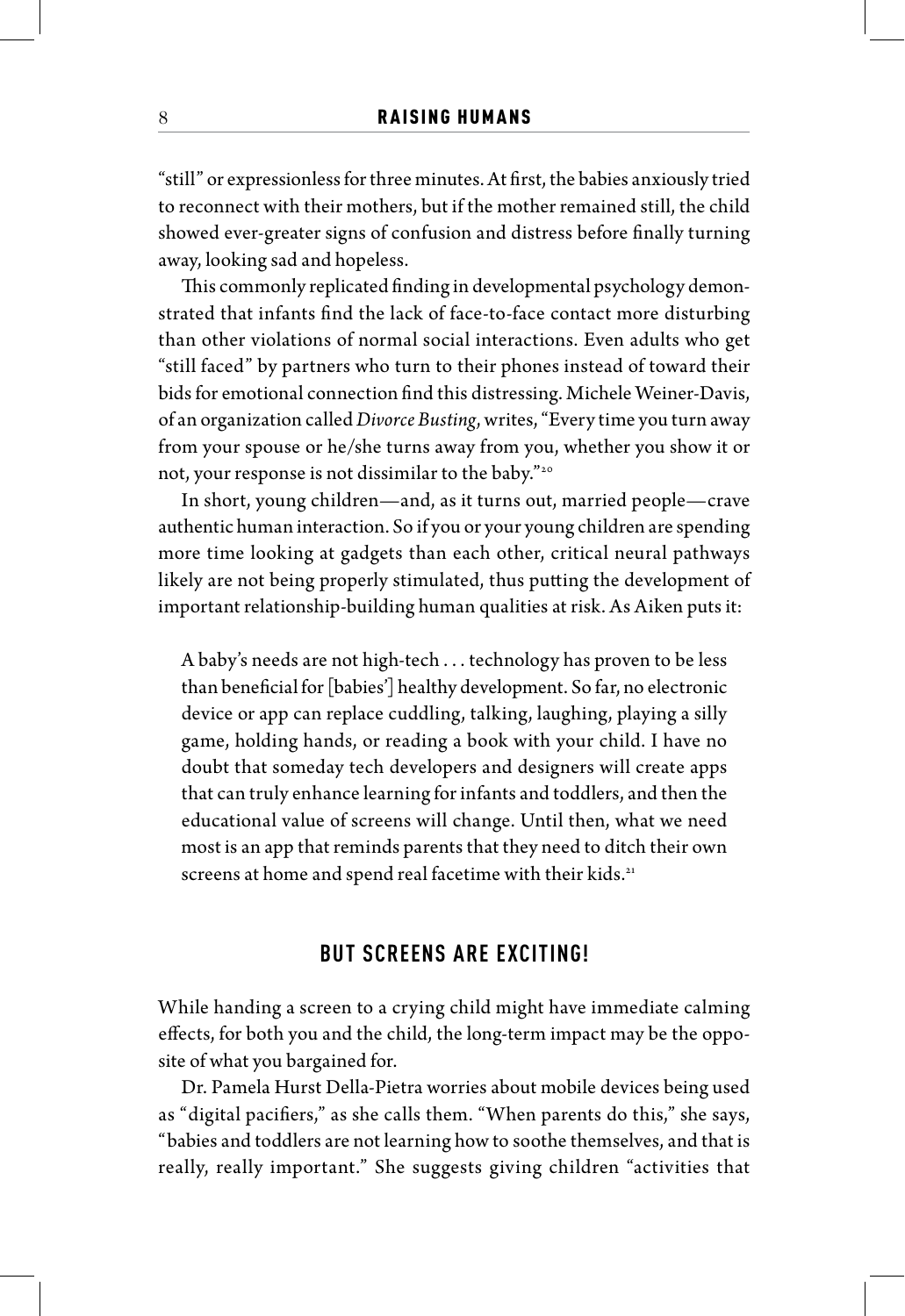"still" or expressionless for three minutes. At first, the babies anxiously tried to reconnect with their mothers, but if the mother remained still, the child showed ever-greater signs of confusion and distress before finally turning away, looking sad and hopeless.

This commonly replicated finding in developmental psychology demonstrated that infants find the lack of face-to-face contact more disturbing than other violations of normal social interactions. Even adults who get "still faced" by partners who turn to their phones instead of toward their bids for emotional connection find this distressing. Michele Weiner-Davis, of an organization called *Divorce Busting*, writes, "Every time you turn away from your spouse or he/she turns away from you, whether you show it or not, your response is not dissimilar to the baby."[20]

In short, young children—and, as it turns out, married people—crave authentic human interaction. So if you or your young children are spending more time looking at gadgets than each other, critical neural pathways likely are not being properly stimulated, thus putting the development of important relationship-building human qualities at risk. As Aiken puts it:

> A baby's needs are not high-tech . . . technology has proven to be less than beneficial for [babies'] healthy development. So far, no electronic device or app can replace cuddling, talking, laughing, playing a silly game, holding hands, or reading a book with your child. I have no doubt that someday tech developers and designers will create apps that can truly enhance learning for infants and toddlers, and then the educational value of screens will change. Until then, what we need most is an app that reminds parents that they need to ditch their own screens at home and spend real facetime with their kids.[21]

## BUT SCREENS ARE EXCITING!

While handing a screen to a crying child might have immediate calming effects, for both you and the child, the long-term impact may be the opposite of what you bargained for.

Dr. Pamela Hurst Della-Pietra worries about mobile devices being used as "digital pacifiers," as she calls them. "When parents do this," she says, "babies and toddlers are not learning how to soothe themselves, and that is really, really important." She suggests giving children "activities that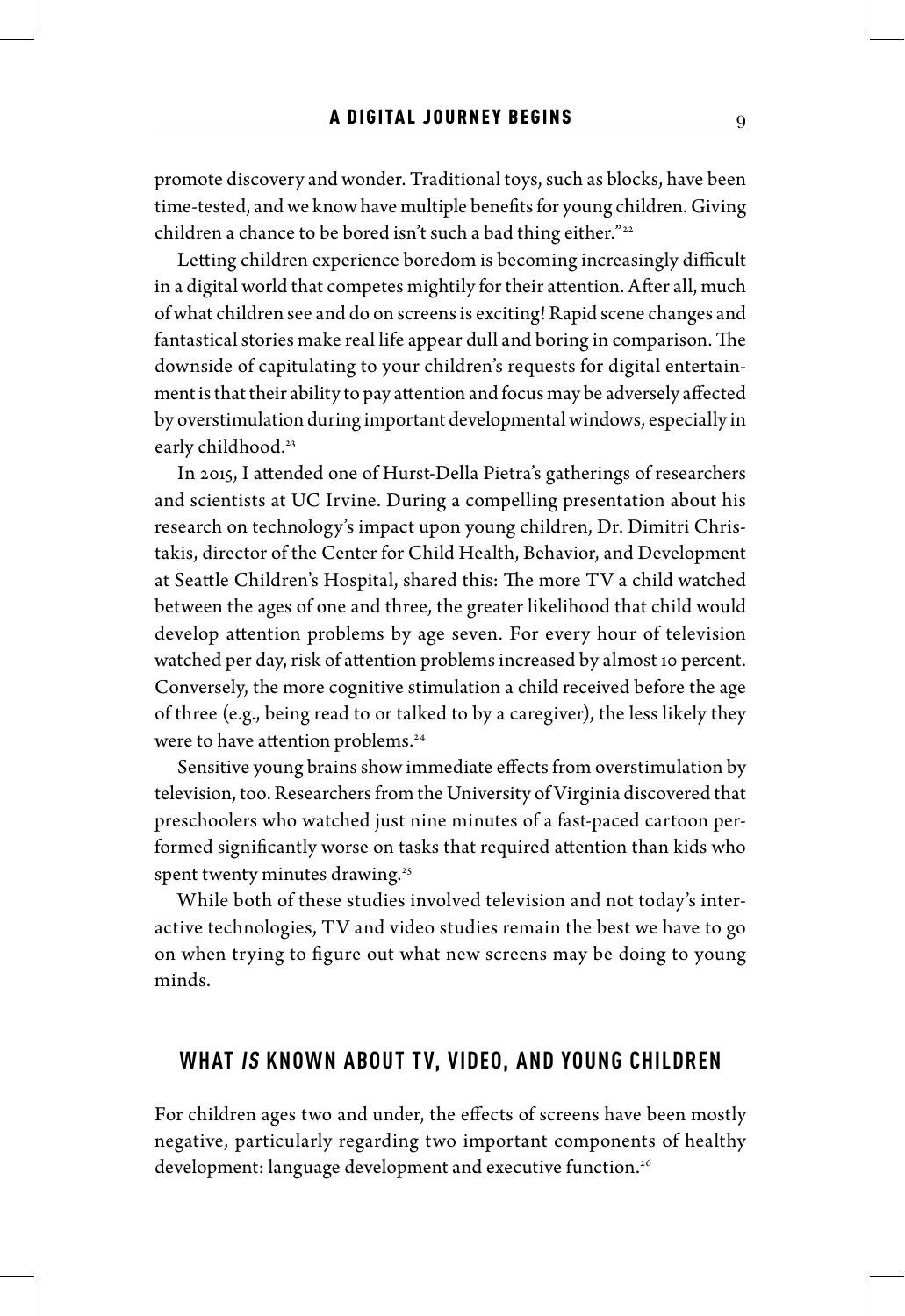promote discovery and wonder. Traditional toys, such as blocks, have been time-tested, and we know have multiple benefits for young children. Giving children a chance to be bored isn't such a bad thing either."[22]

Letting children experience boredom is becoming increasingly difficult in a digital world that competes mightily for their attention. After all, much of what children see and do on screens is exciting! Rapid scene changes and fantastical stories make real life appear dull and boring in comparison. The downside of capitulating to your children's requests for digital entertainment is that their ability to pay attention and focus may be adversely affected by overstimulation during important developmental windows, especially in early childhood.[23]

In 2015, I attended one of Hurst-Della Pietra's gatherings of researchers and scientists at UC Irvine. During a compelling presentation about his research on technology's impact upon young children, Dr. Dimitri Christakis, director of the Center for Child Health, Behavior, and Development at Seattle Children's Hospital, shared this: The more TV a child watched between the ages of one and three, the greater likelihood that child would develop attention problems by age seven. For every hour of television watched per day, risk of attention problems increased by almost 10 percent. Conversely, the more cognitive stimulation a child received before the age of three (e.g., being read to or talked to by a caregiver), the less likely they were to have attention problems.[24]

Sensitive young brains show immediate effects from overstimulation by television, too. Researchers from the University of Virginia discovered that preschoolers who watched just nine minutes of a fast-paced cartoon performed significantly worse on tasks that required attention than kids who spent twenty minutes drawing.[25]

While both of these studies involved television and not today's interactive technologies, TV and video studies remain the best we have to go on when trying to figure out what new screens may be doing to young minds.

## WHAT *IS* KNOWN ABOUT TV, VIDEO, AND YOUNG CHILDREN

For children ages two and under, the effects of screens have been mostly negative, particularly regarding two important components of healthy development: language development and executive function.[26]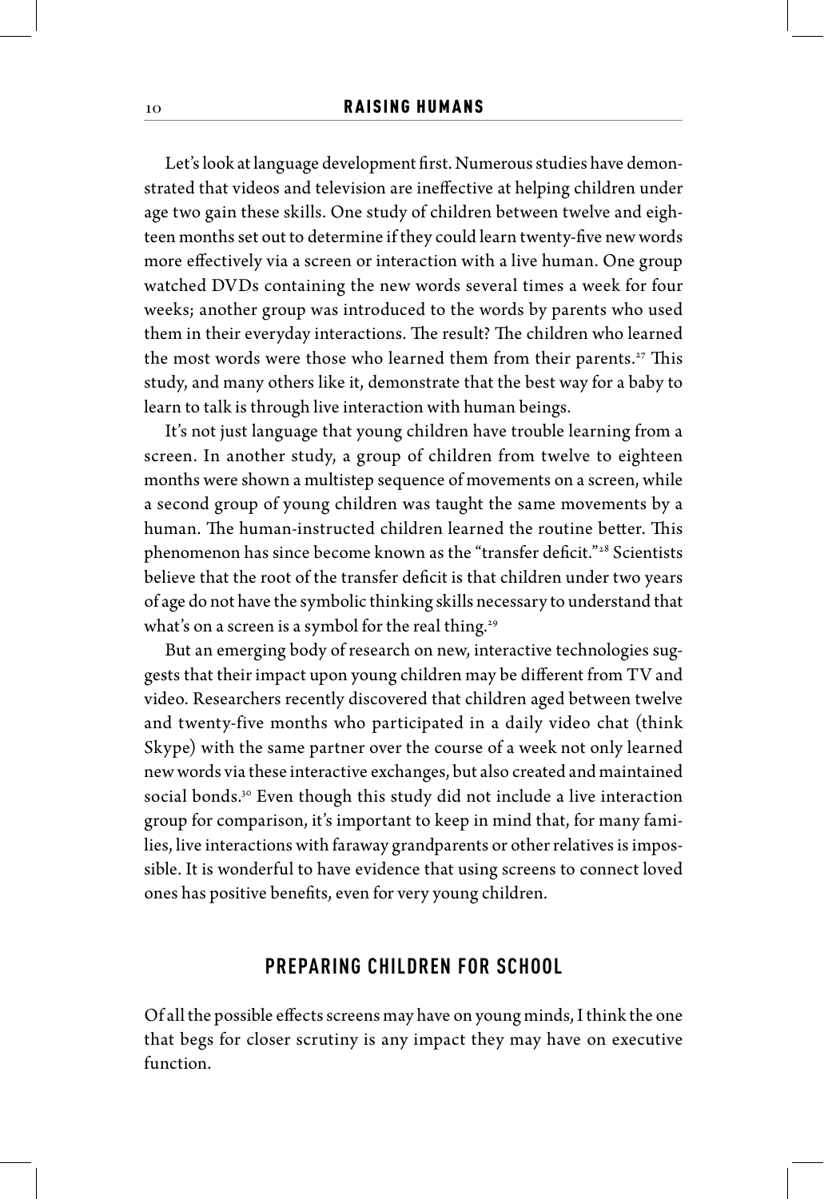Let's look at language development first. Numerous studies have demonstrated that videos and television are ineffective at helping children under age two gain these skills. One study of children between twelve and eighteen months set out to determine if they could learn twenty-five new words more effectively via a screen or interaction with a live human. One group watched DVDs containing the new words several times a week for four weeks; another group was introduced to the words by parents who used them in their everyday interactions. The result? The children who learned the most words were those who learned them from their parents.[27] This study, and many others like it, demonstrate that the best way for a baby to learn to talk is through live interaction with human beings.

It's not just language that young children have trouble learning from a screen. In another study, a group of children from twelve to eighteen months were shown a multistep sequence of movements on a screen, while a second group of young children was taught the same movements by a human. The human-instructed children learned the routine better. This phenomenon has since become known as the "transfer deficit."[28] Scientists believe that the root of the transfer deficit is that children under two years of age do not have the symbolic thinking skills necessary to understand that what's on a screen is a symbol for the real thing.[29]

But an emerging body of research on new, interactive technologies suggests that their impact upon young children may be different from TV and video. Researchers recently discovered that children aged between twelve and twenty-five months who participated in a daily video chat (think Skype) with the same partner over the course of a week not only learned new words via these interactive exchanges, but also created and maintained social bonds.[30] Even though this study did not include a live interaction group for comparison, it's important to keep in mind that, for many families, live interactions with faraway grandparents or other relatives is impossible. It is wonderful to have evidence that using screens to connect loved ones has positive benefits, even for very young children.

## PREPARING CHILDREN FOR SCHOOL

Of all the possible effects screens may have on young minds, I think the one that begs for closer scrutiny is any impact they may have on executive function.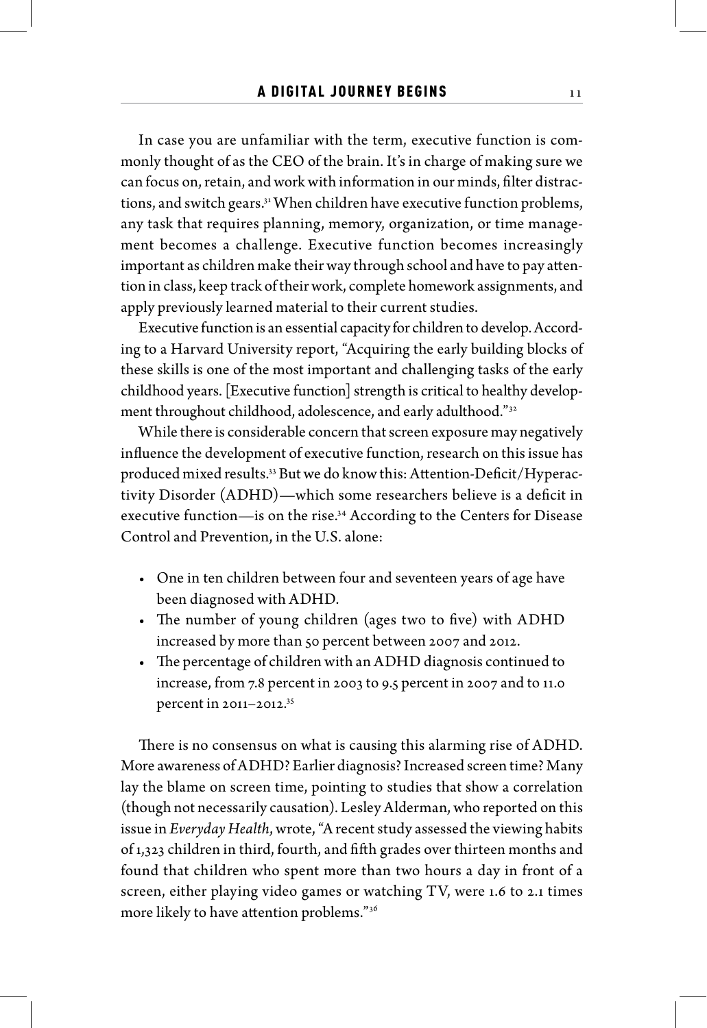In case you are unfamiliar with the term, executive function is commonly thought of as the CEO of the brain. It's in charge of making sure we can focus on, retain, and work with information in our minds, filter distractions, and switch gears.[31] When children have executive function problems, any task that requires planning, memory, organization, or time management becomes a challenge. Executive function becomes increasingly important as children make their way through school and have to pay attention in class, keep track of their work, complete homework assignments, and apply previously learned material to their current studies.

Executive function is an essential capacity for children to develop. According to a Harvard University report, "Acquiring the early building blocks of these skills is one of the most important and challenging tasks of the early childhood years. [Executive function] strength is critical to healthy development throughout childhood, adolescence, and early adulthood."[32]

While there is considerable concern that screen exposure may negatively influence the development of executive function, research on this issue has produced mixed results.[33] But we do know this: Attention-Deficit/Hyperactivity Disorder (ADHD)—which some researchers believe is a deficit in executive function—is on the rise.[34] According to the Centers for Disease Control and Prevention, in the U.S. alone:

- One in ten children between four and seventeen years of age have been diagnosed with ADHD.
- The number of young children (ages two to five) with ADHD increased by more than 50 percent between 2007 and 2012.
- The percentage of children with an ADHD diagnosis continued to increase, from 7.8 percent in 2003 to 9.5 percent in 2007 and to 11.0 percent in 2011–2012.[35]

There is no consensus on what is causing this alarming rise of ADHD. More awareness of ADHD? Earlier diagnosis? Increased screen time? Many lay the blame on screen time, pointing to studies that show a correlation (though not necessarily causation). Lesley Alderman, who reported on this issue in *Everyday Health*, wrote, "A recent study assessed the viewing habits of 1,323 children in third, fourth, and fifth grades over thirteen months and found that children who spent more than two hours a day in front of a screen, either playing video games or watching TV, were 1.6 to 2.1 times more likely to have attention problems."[36]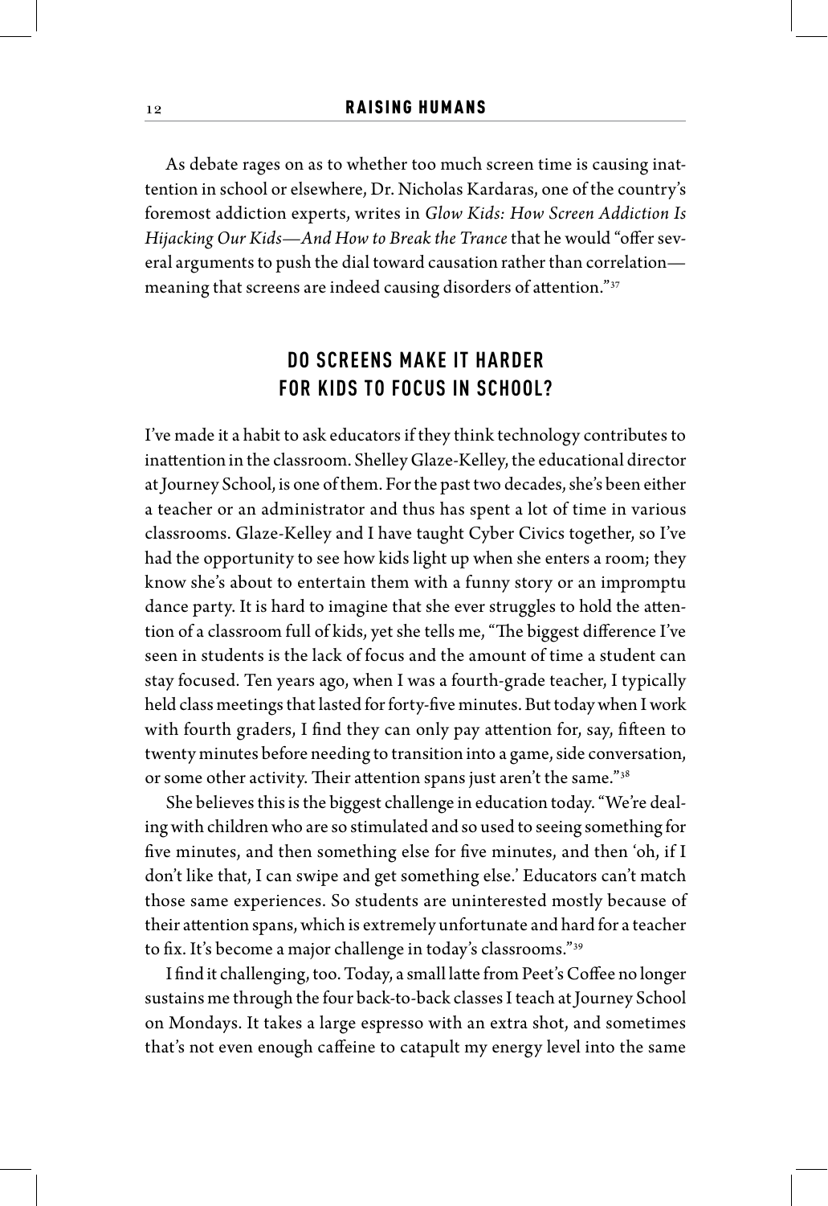As debate rages on as to whether too much screen time is causing inattention in school or elsewhere, Dr. Nicholas Kardaras, one of the country's foremost addiction experts, writes in *Glow Kids: How Screen Addiction Is Hijacking Our Kids—And How to Break the Trance* that he would "offer several arguments to push the dial toward causation rather than correlation—meaning that screens are indeed causing disorders of attention."[37]

## DO SCREENS MAKE IT HARDER FOR KIDS TO FOCUS IN SCHOOL?

I've made it a habit to ask educators if they think technology contributes to inattention in the classroom. Shelley Glaze-Kelley, the educational director at Journey School, is one of them. For the past two decades, she's been either a teacher or an administrator and thus has spent a lot of time in various classrooms. Glaze-Kelley and I have taught Cyber Civics together, so I've had the opportunity to see how kids light up when she enters a room; they know she's about to entertain them with a funny story or an impromptu dance party. It is hard to imagine that she ever struggles to hold the attention of a classroom full of kids, yet she tells me, "The biggest difference I've seen in students is the lack of focus and the amount of time a student can stay focused. Ten years ago, when I was a fourth-grade teacher, I typically held class meetings that lasted for forty-five minutes. But today when I work with fourth graders, I find they can only pay attention for, say, fifteen to twenty minutes before needing to transition into a game, side conversation, or some other activity. Their attention spans just aren't the same."[38]

She believes this is the biggest challenge in education today. "We're dealing with children who are so stimulated and so used to seeing something for five minutes, and then something else for five minutes, and then 'oh, if I don't like that, I can swipe and get something else.' Educators can't match those same experiences. So students are uninterested mostly because of their attention spans, which is extremely unfortunate and hard for a teacher to fix. It's become a major challenge in today's classrooms."[39]

I find it challenging, too. Today, a small latte from Peet's Coffee no longer sustains me through the four back-to-back classes I teach at Journey School on Mondays. It takes a large espresso with an extra shot, and sometimes that's not even enough caffeine to catapult my energy level into the same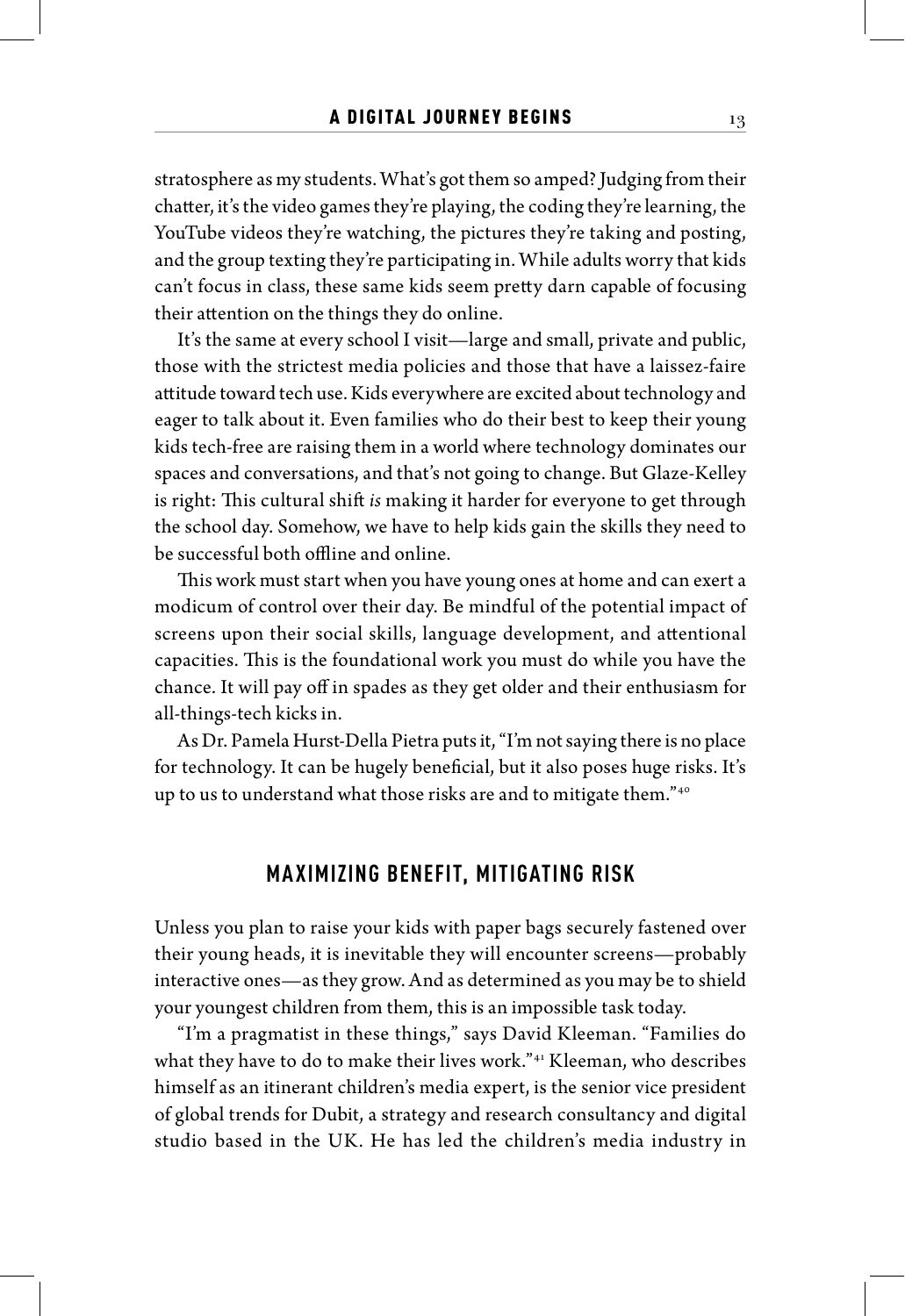stratosphere as my students. What's got them so amped? Judging from their chatter, it's the video games they're playing, the coding they're learning, the YouTube videos they're watching, the pictures they're taking and posting, and the group texting they're participating in. While adults worry that kids can't focus in class, these same kids seem pretty darn capable of focusing their attention on the things they do online.

It's the same at every school I visit—large and small, private and public, those with the strictest media policies and those that have a laissez-faire attitude toward tech use. Kids everywhere are excited about technology and eager to talk about it. Even families who do their best to keep their young kids tech-free are raising them in a world where technology dominates our spaces and conversations, and that's not going to change. But Glaze-Kelley is right: This cultural shift *is* making it harder for everyone to get through the school day. Somehow, we have to help kids gain the skills they need to be successful both offline and online.

This work must start when you have young ones at home and can exert a modicum of control over their day. Be mindful of the potential impact of screens upon their social skills, language development, and attentional capacities. This is the foundational work you must do while you have the chance. It will pay off in spades as they get older and their enthusiasm for all-things-tech kicks in.

As Dr. Pamela Hurst-Della Pietra puts it, "I'm not saying there is no place for technology. It can be hugely beneficial, but it also poses huge risks. It's up to us to understand what those risks are and to mitigate them."[40]

## MAXIMIZING BENEFIT, MITIGATING RISK

Unless you plan to raise your kids with paper bags securely fastened over their young heads, it is inevitable they will encounter screens—probably interactive ones—as they grow. And as determined as you may be to shield your youngest children from them, this is an impossible task today.

"I'm a pragmatist in these things," says David Kleeman. "Families do what they have to do to make their lives work."[41] Kleeman, who describes himself as an itinerant children's media expert, is the senior vice president of global trends for Dubit, a strategy and research consultancy and digital studio based in the UK. He has led the children's media industry in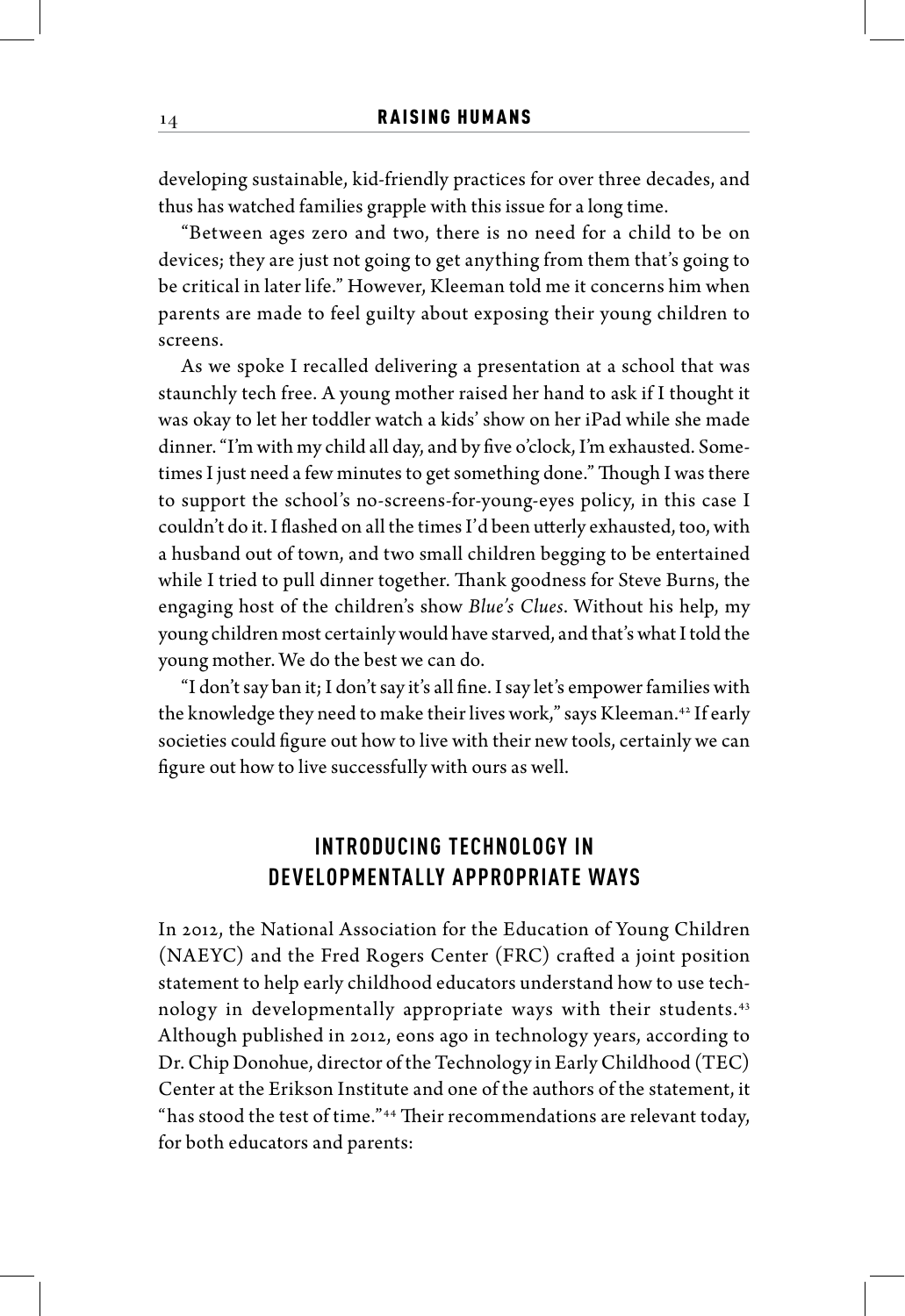developing sustainable, kid-friendly practices for over three decades, and thus has watched families grapple with this issue for a long time.

"Between ages zero and two, there is no need for a child to be on devices; they are just not going to get anything from them that's going to be critical in later life." However, Kleeman told me it concerns him when parents are made to feel guilty about exposing their young children to screens.

As we spoke I recalled delivering a presentation at a school that was staunchly tech free. A young mother raised her hand to ask if I thought it was okay to let her toddler watch a kids' show on her iPad while she made dinner. "I'm with my child all day, and by five o'clock, I'm exhausted. Sometimes I just need a few minutes to get something done." Though I was there to support the school's no-screens-for-young-eyes policy, in this case I couldn't do it. I flashed on all the times I'd been utterly exhausted, too, with a husband out of town, and two small children begging to be entertained while I tried to pull dinner together. Thank goodness for Steve Burns, the engaging host of the children's show *Blue's Clues*. Without his help, my young children most certainly would have starved, and that's what I told the young mother. We do the best we can do.

"I don't say ban it; I don't say it's all fine. I say let's empower families with the knowledge they need to make their lives work," says Kleeman.[42] If early societies could figure out how to live with their new tools, certainly we can figure out how to live successfully with ours as well.

## INTRODUCING TECHNOLOGY IN DEVELOPMENTALLY APPROPRIATE WAYS

In 2012, the National Association for the Education of Young Children (NAEYC) and the Fred Rogers Center (FRC) crafted a joint position statement to help early childhood educators understand how to use technology in developmentally appropriate ways with their students.[43] Although published in 2012, eons ago in technology years, according to Dr. Chip Donohue, director of the Technology in Early Childhood (TEC) Center at the Erikson Institute and one of the authors of the statement, it "has stood the test of time."[44] Their recommendations are relevant today, for both educators and parents: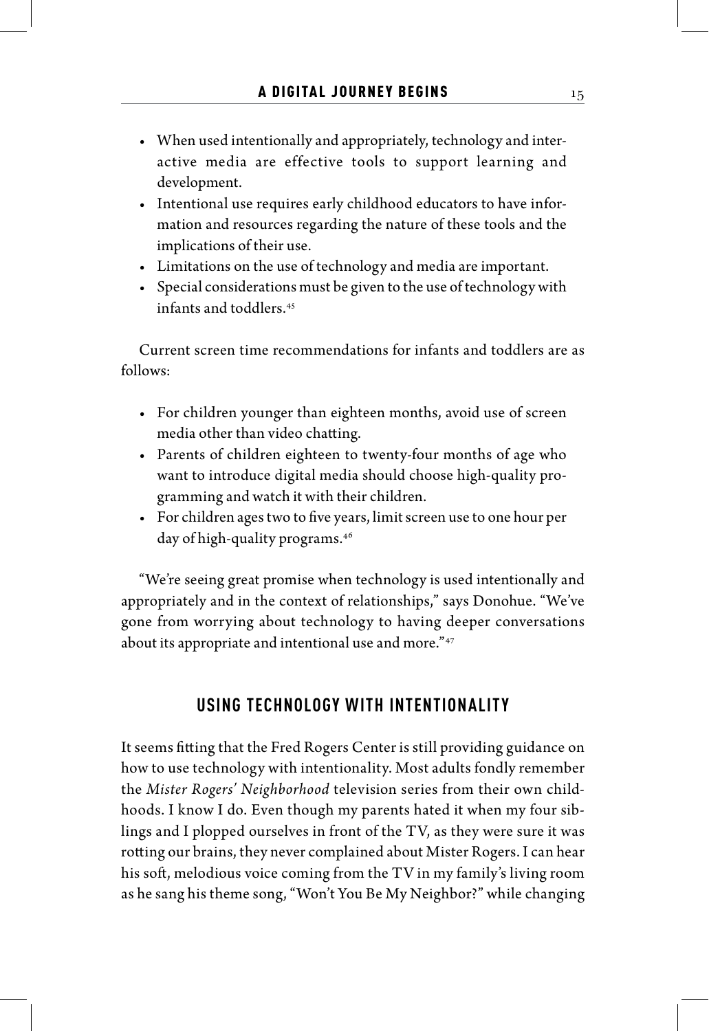- When used intentionally and appropriately, technology and interactive media are effective tools to support learning and development.
- Intentional use requires early childhood educators to have information and resources regarding the nature of these tools and the implications of their use.
- Limitations on the use of technology and media are important.
- Special considerations must be given to the use of technology with infants and toddlers.[45]

Current screen time recommendations for infants and toddlers are as follows:

- For children younger than eighteen months, avoid use of screen media other than video chatting.
- Parents of children eighteen to twenty-four months of age who want to introduce digital media should choose high-quality programming and watch it with their children.
- For children ages two to five years, limit screen use to one hour per day of high-quality programs.[46]

"We're seeing great promise when technology is used intentionally and appropriately and in the context of relationships," says Donohue. "We've gone from worrying about technology to having deeper conversations about its appropriate and intentional use and more."[47]

## USING TECHNOLOGY WITH INTENTIONALITY

It seems fitting that the Fred Rogers Center is still providing guidance on how to use technology with intentionality. Most adults fondly remember the *Mister Rogers' Neighborhood* television series from their own childhoods. I know I do. Even though my parents hated it when my four siblings and I plopped ourselves in front of the TV, as they were sure it was rotting our brains, they never complained about Mister Rogers. I can hear his soft, melodious voice coming from the TV in my family's living room as he sang his theme song, "Won't You Be My Neighbor?" while changing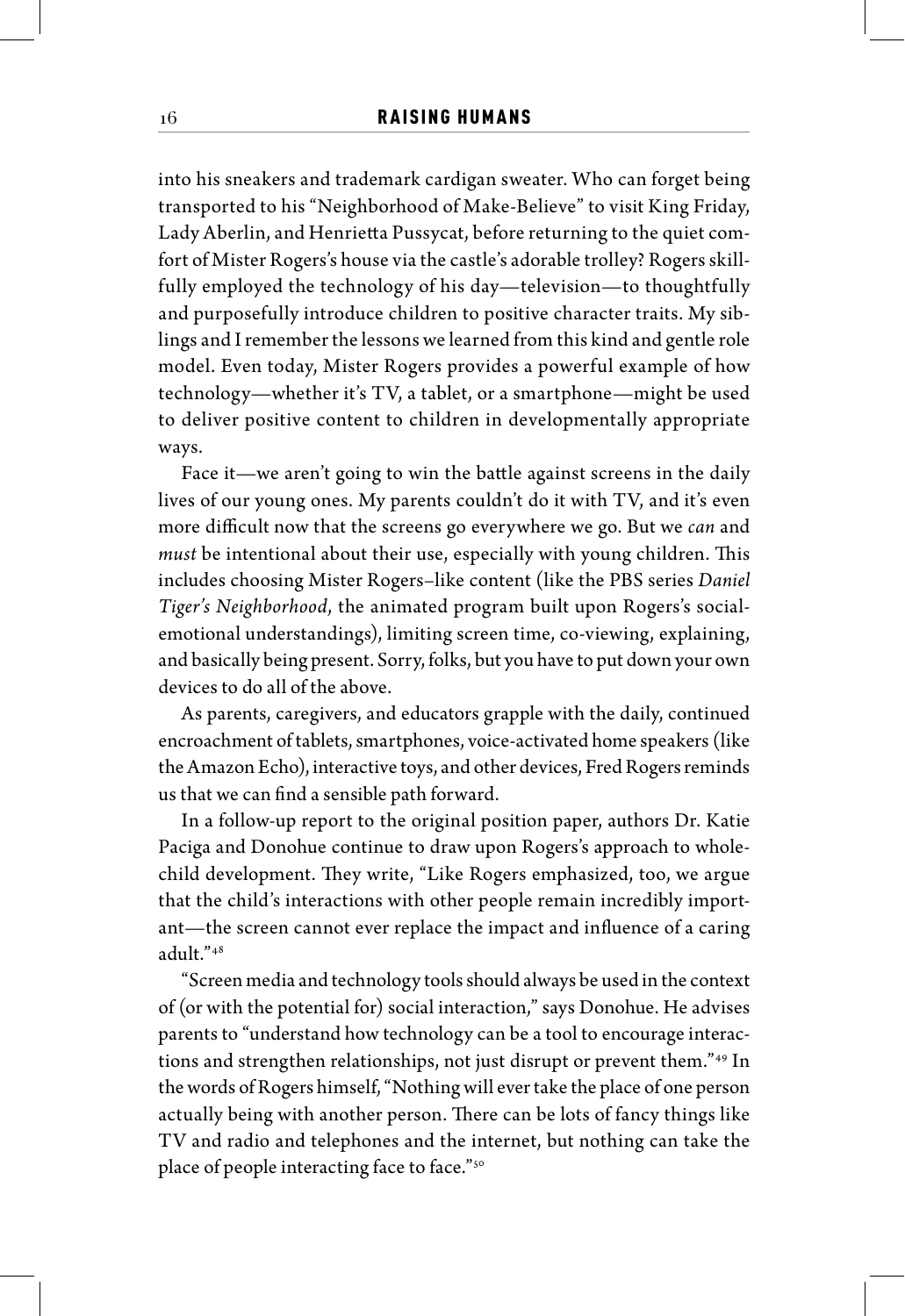into his sneakers and trademark cardigan sweater. Who can forget being transported to his "Neighborhood of Make-Believe" to visit King Friday, Lady Aberlin, and Henrietta Pussycat, before returning to the quiet comfort of Mister Rogers's house via the castle's adorable trolley? Rogers skillfully employed the technology of his day—television—to thoughtfully and purposefully introduce children to positive character traits. My siblings and I remember the lessons we learned from this kind and gentle role model. Even today, Mister Rogers provides a powerful example of how technology—whether it's TV, a tablet, or a smartphone—might be used to deliver positive content to children in developmentally appropriate ways.

Face it—we aren't going to win the battle against screens in the daily lives of our young ones. My parents couldn't do it with TV, and it's even more difficult now that the screens go everywhere we go. But we *can* and *must* be intentional about their use, especially with young children. This includes choosing Mister Rogers–like content (like the PBS series *Daniel Tiger's Neighborhood*, the animated program built upon Rogers's social-emotional understandings), limiting screen time, co-viewing, explaining, and basically being present. Sorry, folks, but you have to put down your own devices to do all of the above.

As parents, caregivers, and educators grapple with the daily, continued encroachment of tablets, smartphones, voice-activated home speakers (like the Amazon Echo), interactive toys, and other devices, Fred Rogers reminds us that we can find a sensible path forward.

In a follow-up report to the original position paper, authors Dr. Katie Paciga and Donohue continue to draw upon Rogers's approach to whole-child development. They write, "Like Rogers emphasized, too, we argue that the child's interactions with other people remain incredibly important—the screen cannot ever replace the impact and influence of a caring adult."[48]

"Screen media and technology tools should always be used in the context of (or with the potential for) social interaction," says Donohue. He advises parents to "understand how technology can be a tool to encourage interactions and strengthen relationships, not just disrupt or prevent them."[49] In the words of Rogers himself, "Nothing will ever take the place of one person actually being with another person. There can be lots of fancy things like TV and radio and telephones and the internet, but nothing can take the place of people interacting face to face."[50]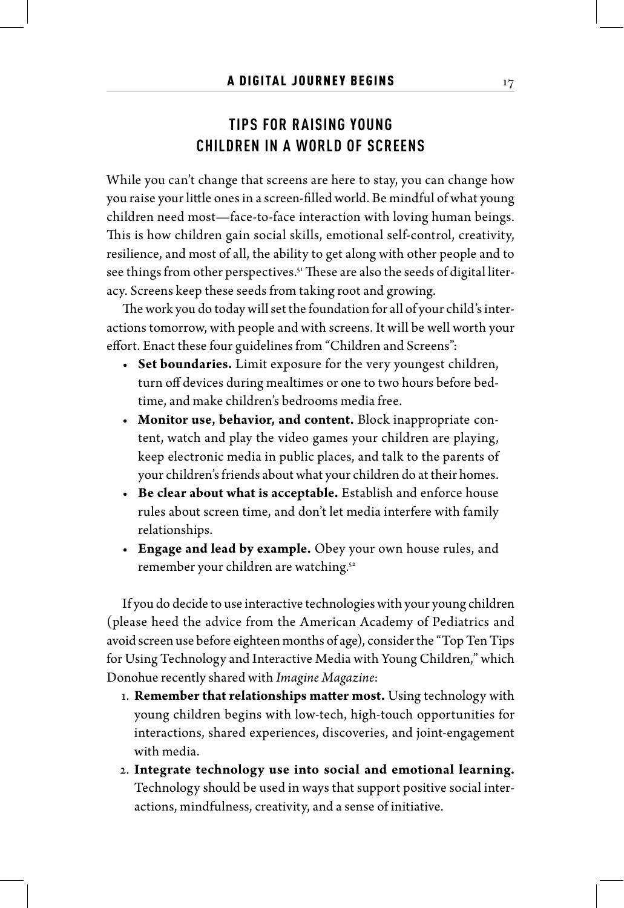## TIPS FOR RAISING YOUNG CHILDREN IN A WORLD OF SCREENS

While you can't change that screens are here to stay, you can change how you raise your little ones in a screen-filled world. Be mindful of what young children need most—face-to-face interaction with loving human beings. This is how children gain social skills, emotional self-control, creativity, resilience, and most of all, the ability to get along with other people and to see things from other perspectives.[51] These are also the seeds of digital literacy. Screens keep these seeds from taking root and growing.

The work you do today will set the foundation for all of your child's interactions tomorrow, with people and with screens. It will be well worth your effort. Enact these four guidelines from "Children and Screens":

- **Set boundaries.** Limit exposure for the very youngest children, turn off devices during mealtimes or one to two hours before bedtime, and make children's bedrooms media free.
- **Monitor use, behavior, and content.** Block inappropriate content, watch and play the video games your children are playing, keep electronic media in public places, and talk to the parents of your children's friends about what your children do at their homes.
- **Be clear about what is acceptable.** Establish and enforce house rules about screen time, and don't let media interfere with family relationships.
- **Engage and lead by example.** Obey your own house rules, and remember your children are watching.[52]

If you do decide to use interactive technologies with your young children (please heed the advice from the American Academy of Pediatrics and avoid screen use before eighteen months of age), consider the "Top Ten Tips for Using Technology and Interactive Media with Young Children," which Donohue recently shared with *Imagine Magazine*:

1. **Remember that relationships matter most.** Using technology with young children begins with low-tech, high-touch opportunities for interactions, shared experiences, discoveries, and joint-engagement with media.
2. **Integrate technology use into social and emotional learning.** Technology should be used in ways that support positive social interactions, mindfulness, creativity, and a sense of initiative.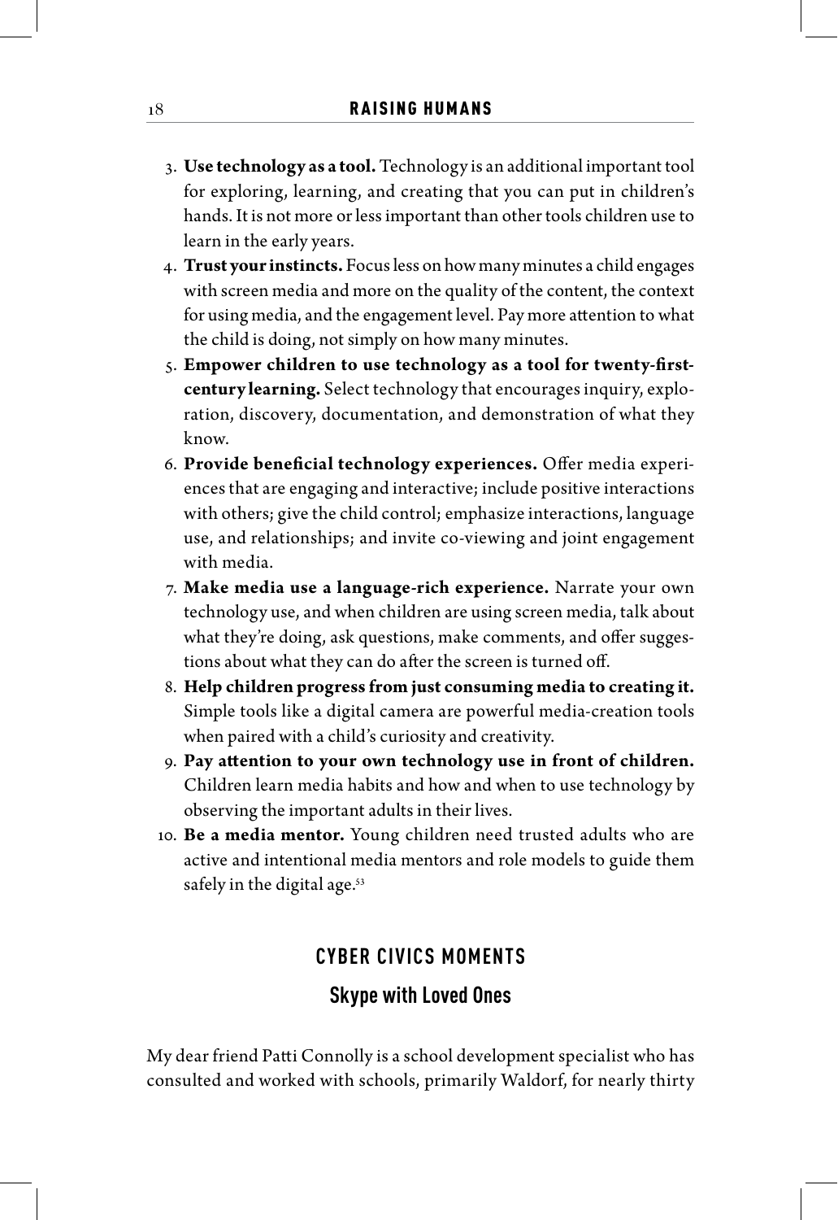3. **Use technology as a tool.** Technology is an additional important tool for exploring, learning, and creating that you can put in children's hands. It is not more or less important than other tools children use to learn in the early years.
4. **Trust your instincts.** Focus less on how many minutes a child engages with screen media and more on the quality of the content, the context for using media, and the engagement level. Pay more attention to what the child is doing, not simply on how many minutes.
5. **Empower children to use technology as a tool for twenty-first-century learning.** Select technology that encourages inquiry, exploration, discovery, documentation, and demonstration of what they know.
6. **Provide beneficial technology experiences.** Offer media experiences that are engaging and interactive; include positive interactions with others; give the child control; emphasize interactions, language use, and relationships; and invite co-viewing and joint engagement with media.
7. **Make media use a language-rich experience.** Narrate your own technology use, and when children are using screen media, talk about what they're doing, ask questions, make comments, and offer suggestions about what they can do after the screen is turned off.
8. **Help children progress from just consuming media to creating it.** Simple tools like a digital camera are powerful media-creation tools when paired with a child's curiosity and creativity.
9. **Pay attention to your own technology use in front of children.** Children learn media habits and how and when to use technology by observing the important adults in their lives.
10. **Be a media mentor.** Young children need trusted adults who are active and intentional media mentors and role models to guide them safely in the digital age.[53]

## CYBER CIVICS MOMENTS

### Skype with Loved Ones

My dear friend Patti Connolly is a school development specialist who has consulted and worked with schools, primarily Waldorf, for nearly thirty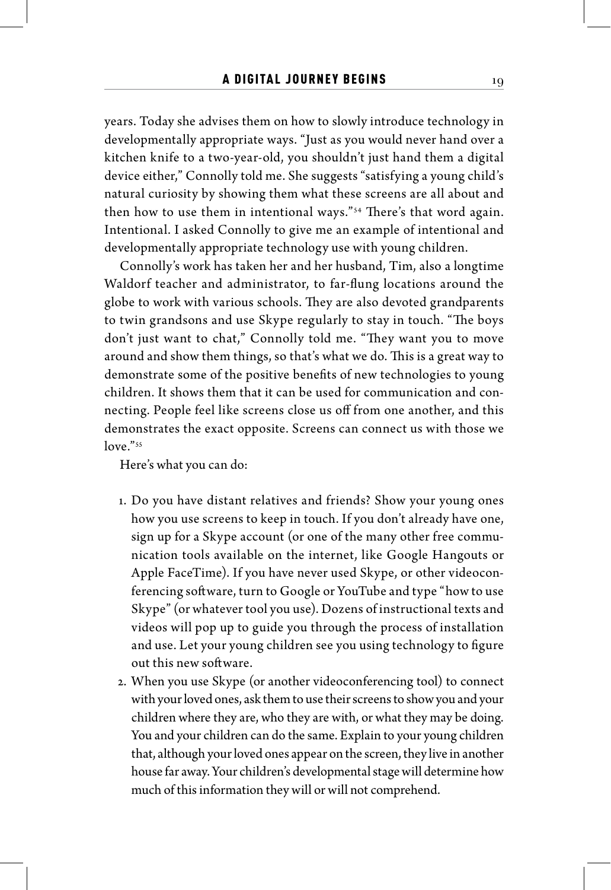years. Today she advises them on how to slowly introduce technology in developmentally appropriate ways. "Just as you would never hand over a kitchen knife to a two-year-old, you shouldn't just hand them a digital device either," Connolly told me. She suggests "satisfying a young child's natural curiosity by showing them what these screens are all about and then how to use them in intentional ways."[54] There's that word again. Intentional. I asked Connolly to give me an example of intentional and developmentally appropriate technology use with young children.

Connolly's work has taken her and her husband, Tim, also a longtime Waldorf teacher and administrator, to far-flung locations around the globe to work with various schools. They are also devoted grandparents to twin grandsons and use Skype regularly to stay in touch. "The boys don't just want to chat," Connolly told me. "They want you to move around and show them things, so that's what we do. This is a great way to demonstrate some of the positive benefits of new technologies to young children. It shows them that it can be used for communication and connecting. People feel like screens close us off from one another, and this demonstrates the exact opposite. Screens can connect us with those we love."[55]

Here's what you can do:

1. Do you have distant relatives and friends? Show your young ones how you use screens to keep in touch. If you don't already have one, sign up for a Skype account (or one of the many other free communication tools available on the internet, like Google Hangouts or Apple FaceTime). If you have never used Skype, or other videoconferencing software, turn to Google or YouTube and type "how to use Skype" (or whatever tool you use). Dozens of instructional texts and videos will pop up to guide you through the process of installation and use. Let your young children see you using technology to figure out this new software.
2. When you use Skype (or another videoconferencing tool) to connect with your loved ones, ask them to use their screens to show you and your children where they are, who they are with, or what they may be doing. You and your children can do the same. Explain to your young children that, although your loved ones appear on the screen, they live in another house far away. Your children's developmental stage will determine how much of this information they will or will not comprehend.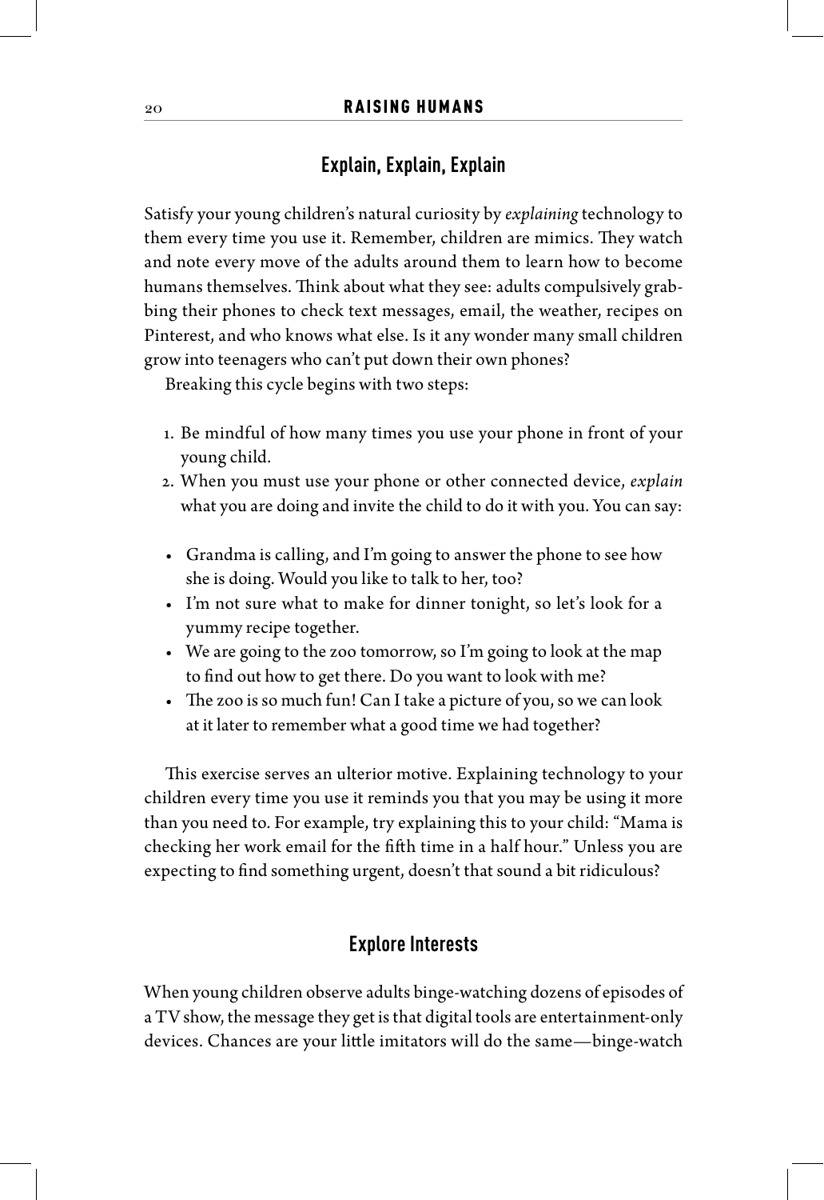## Explain, Explain, Explain

Satisfy your young children's natural curiosity by *explaining* technology to them every time you use it. Remember, children are mimics. They watch and note every move of the adults around them to learn how to become humans themselves. Think about what they see: adults compulsively grabbing their phones to check text messages, email, the weather, recipes on Pinterest, and who knows what else. Is it any wonder many small children grow into teenagers who can't put down their own phones?

Breaking this cycle begins with two steps:

1. Be mindful of how many times you use your phone in front of your young child.
2. When you must use your phone or other connected device, *explain* what you are doing and invite the child to do it with you. You can say:

- Grandma is calling, and I'm going to answer the phone to see how she is doing. Would you like to talk to her, too?
- I'm not sure what to make for dinner tonight, so let's look for a yummy recipe together.
- We are going to the zoo tomorrow, so I'm going to look at the map to find out how to get there. Do you want to look with me?
- The zoo is so much fun! Can I take a picture of you, so we can look at it later to remember what a good time we had together?

This exercise serves an ulterior motive. Explaining technology to your children every time you use it reminds you that you may be using it more than you need to. For example, try explaining this to your child: "Mama is checking her work email for the fifth time in a half hour." Unless you are expecting to find something urgent, doesn't that sound a bit ridiculous?

## Explore Interests

When young children observe adults binge-watching dozens of episodes of a TV show, the message they get is that digital tools are entertainment-only devices. Chances are your little imitators will do the same—binge-watch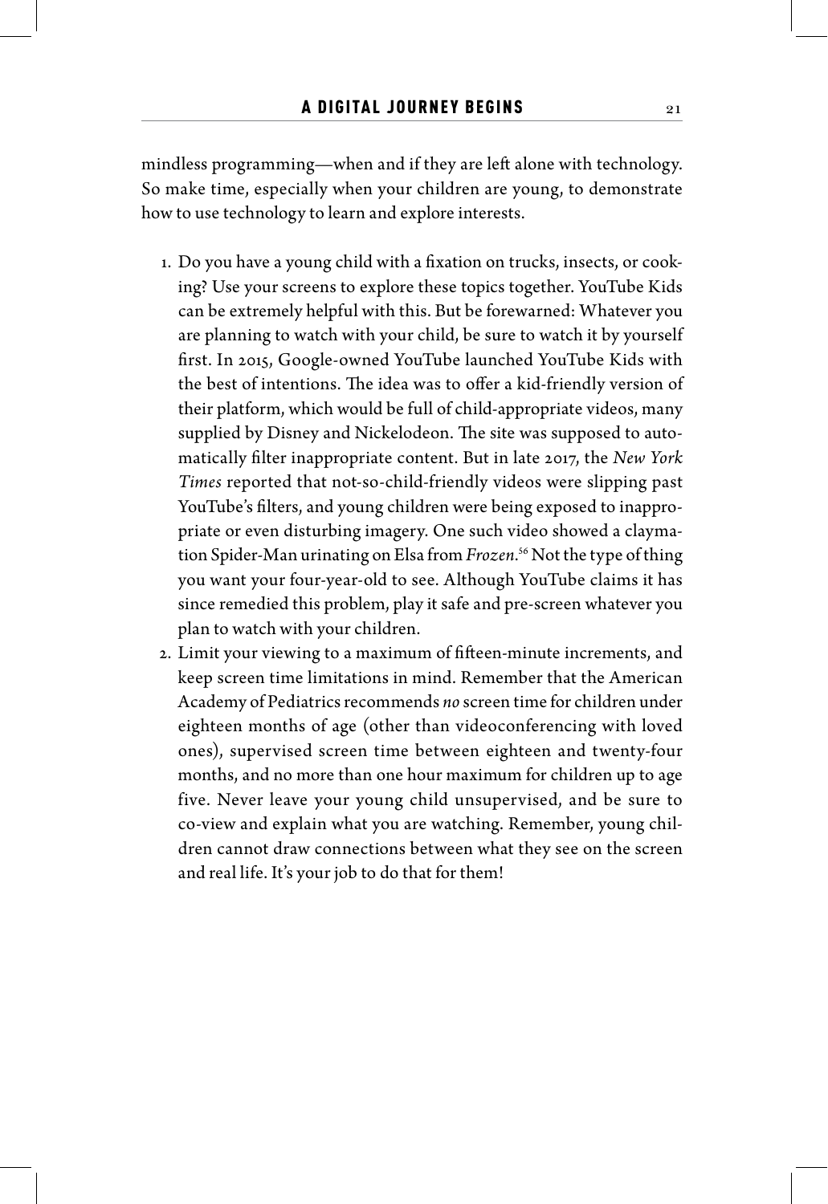mindless programming—when and if they are left alone with technology. So make time, especially when your children are young, to demonstrate how to use technology to learn and explore interests.

1. Do you have a young child with a fixation on trucks, insects, or cooking? Use your screens to explore these topics together. YouTube Kids can be extremely helpful with this. But be forewarned: Whatever you are planning to watch with your child, be sure to watch it by yourself first. In 2015, Google-owned YouTube launched YouTube Kids with the best of intentions. The idea was to offer a kid-friendly version of their platform, which would be full of child-appropriate videos, many supplied by Disney and Nickelodeon. The site was supposed to automatically filter inappropriate content. But in late 2017, the *New York Times* reported that not-so-child-friendly videos were slipping past YouTube's filters, and young children were being exposed to inappropriate or even disturbing imagery. One such video showed a claymation Spider-Man urinating on Elsa from *Frozen*.[56] Not the type of thing you want your four-year-old to see. Although YouTube claims it has since remedied this problem, play it safe and pre-screen whatever you plan to watch with your children.
2. Limit your viewing to a maximum of fifteen-minute increments, and keep screen time limitations in mind. Remember that the American Academy of Pediatrics recommends *no* screen time for children under eighteen months of age (other than videoconferencing with loved ones), supervised screen time between eighteen and twenty-four months, and no more than one hour maximum for children up to age five. Never leave your young child unsupervised, and be sure to co-view and explain what you are watching. Remember, young children cannot draw connections between what they see on the screen and real life. It's your job to do that for them!